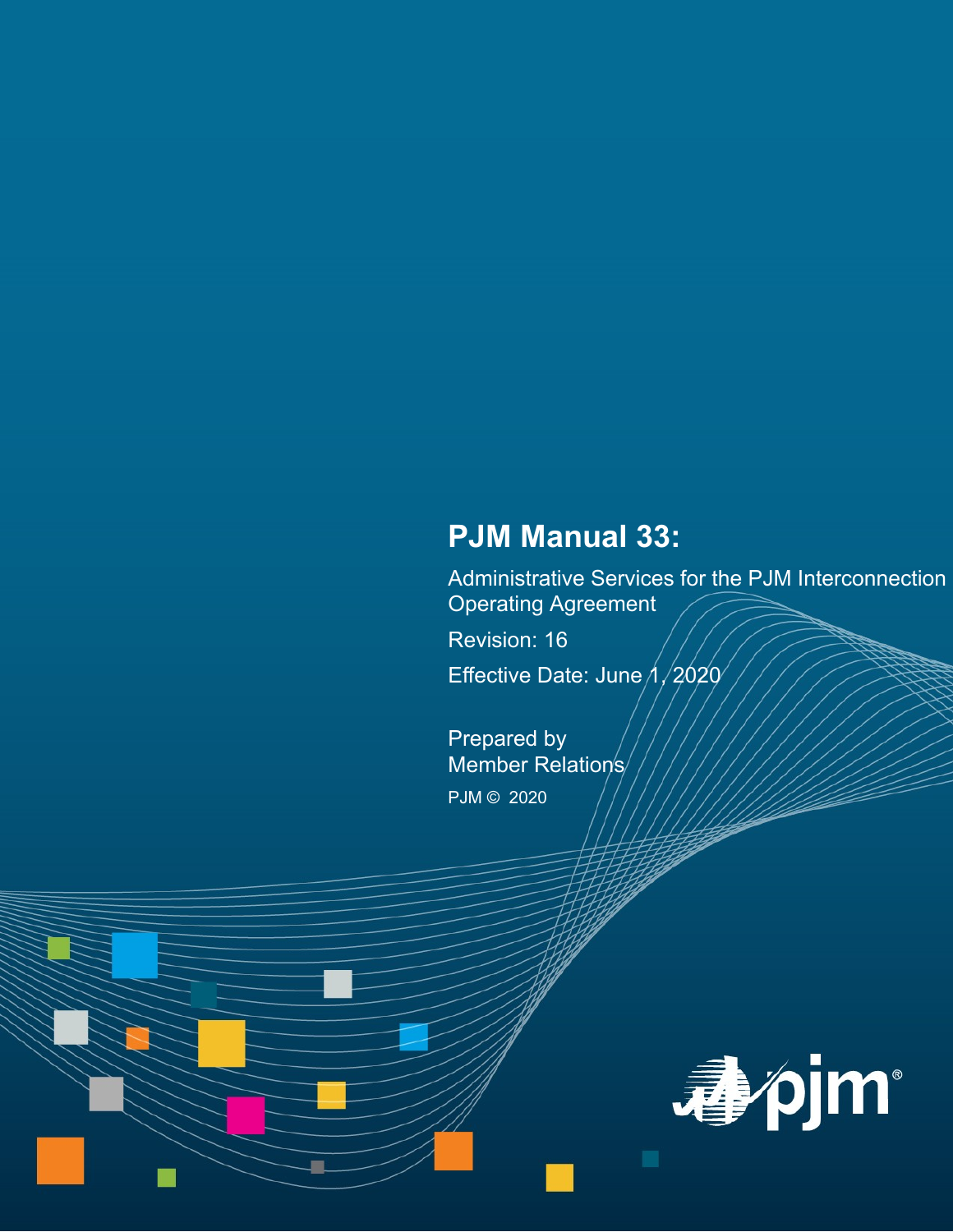# PJM Manual 33:

Administrative Services for the PJM Interconnection Operating Agreement

Revision: 16

Effective Date: June 1, 2020

Prepared by
Member Relations

PJM © 2020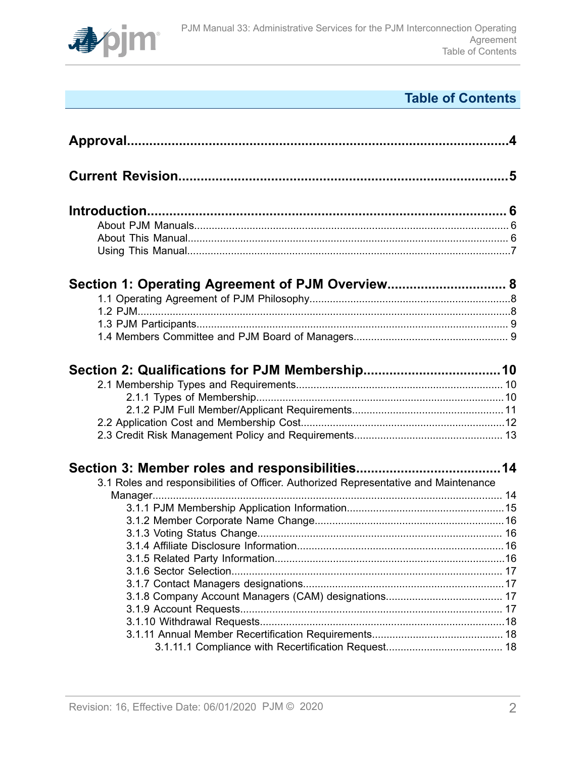# Table of Contents

**Approval......................................................................................................4**

**Current Revision.........................................................................................5**

**Introduction..................................................................................................6**

- About PJM Manuals............................................................................................6
- About This Manual..............................................................................................6
- Using This Manual...............................................................................................7

**Section 1: Operating Agreement of PJM Overview.................................8**

- 1.1 Operating Agreement of PJM Philosophy.....................................................8
- 1.2 PJM...............................................................................................................8
- 1.3 PJM Participants...........................................................................................9
- 1.4 Members Committee and PJM Board of Managers.......................................9

**Section 2: Qualifications for PJM Membership.......................................10**

- 2.1 Membership Types and Requirements........................................................10
  - 2.1.1 Types of Membership.............................................................................10
  - 2.1.2 PJM Full Member/Applicant Requirements............................................11
- 2.2 Application Cost and Membership Cost......................................................12
- 2.3 Credit Risk Management Policy and Requirements....................................13

**Section 3: Member roles and responsibilities.........................................14**

- 3.1 Roles and responsibilities of Officer. Authorized Representative and Maintenance Manager.......................................................................................................14
  - 3.1.1 PJM Membership Application Information.............................................15
  - 3.1.2 Member Corporate Name Change.........................................................16
  - 3.1.3 Voting Status Change............................................................................16
  - 3.1.4 Affiliate Disclosure Information..............................................................16
  - 3.1.5 Related Party Information......................................................................16
  - 3.1.6 Sector Selection.....................................................................................17
  - 3.1.7 Contact Managers designations.............................................................17
  - 3.1.8 Company Account Managers (CAM) designations.................................17
  - 3.1.9 Account Requests..................................................................................17
  - 3.1.10 Withdrawal Requests............................................................................18
  - 3.1.11 Annual Member Recertification Requirements.....................................18
    - 3.1.11.1 Compliance with Recertification Request.........................................18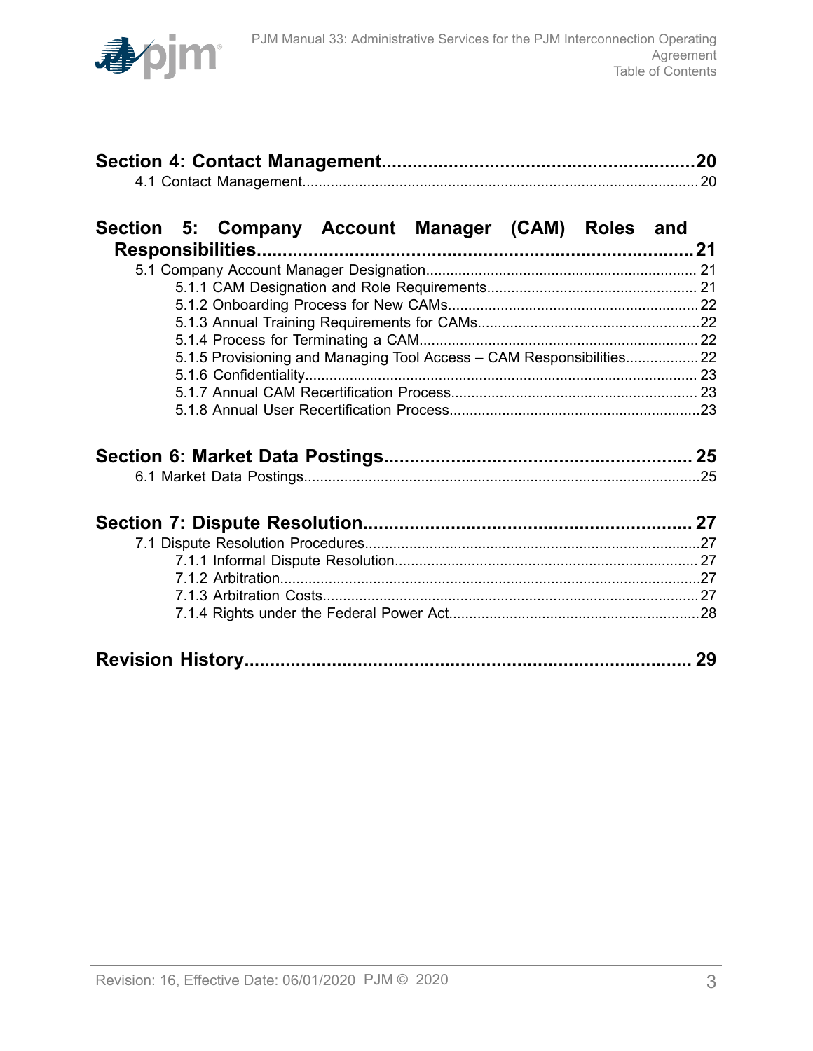**Section 4: Contact Management....................................................20**

4.1 Contact Management....................................................20

**Section 5: Company Account Manager (CAM) Roles and Responsibilities....................................................21**

5.1 Company Account Manager Designation....................................................21

5.1.1 CAM Designation and Role Requirements....................................................21

5.1.2 Onboarding Process for New CAMs....................................................22

5.1.3 Annual Training Requirements for CAMs....................................................22

5.1.4 Process for Terminating a CAM....................................................22

5.1.5 Provisioning and Managing Tool Access – CAM Responsibilities....................................................22

5.1.6 Confidentiality....................................................23

5.1.7 Annual CAM Recertification Process....................................................23

5.1.8 Annual User Recertification Process....................................................23

**Section 6: Market Data Postings....................................................25**

6.1 Market Data Postings....................................................25

**Section 7: Dispute Resolution....................................................27**

7.1 Dispute Resolution Procedures....................................................27

7.1.1 Informal Dispute Resolution....................................................27

7.1.2 Arbitration....................................................27

7.1.3 Arbitration Costs....................................................27

7.1.4 Rights under the Federal Power Act....................................................28

**Revision History....................................................29**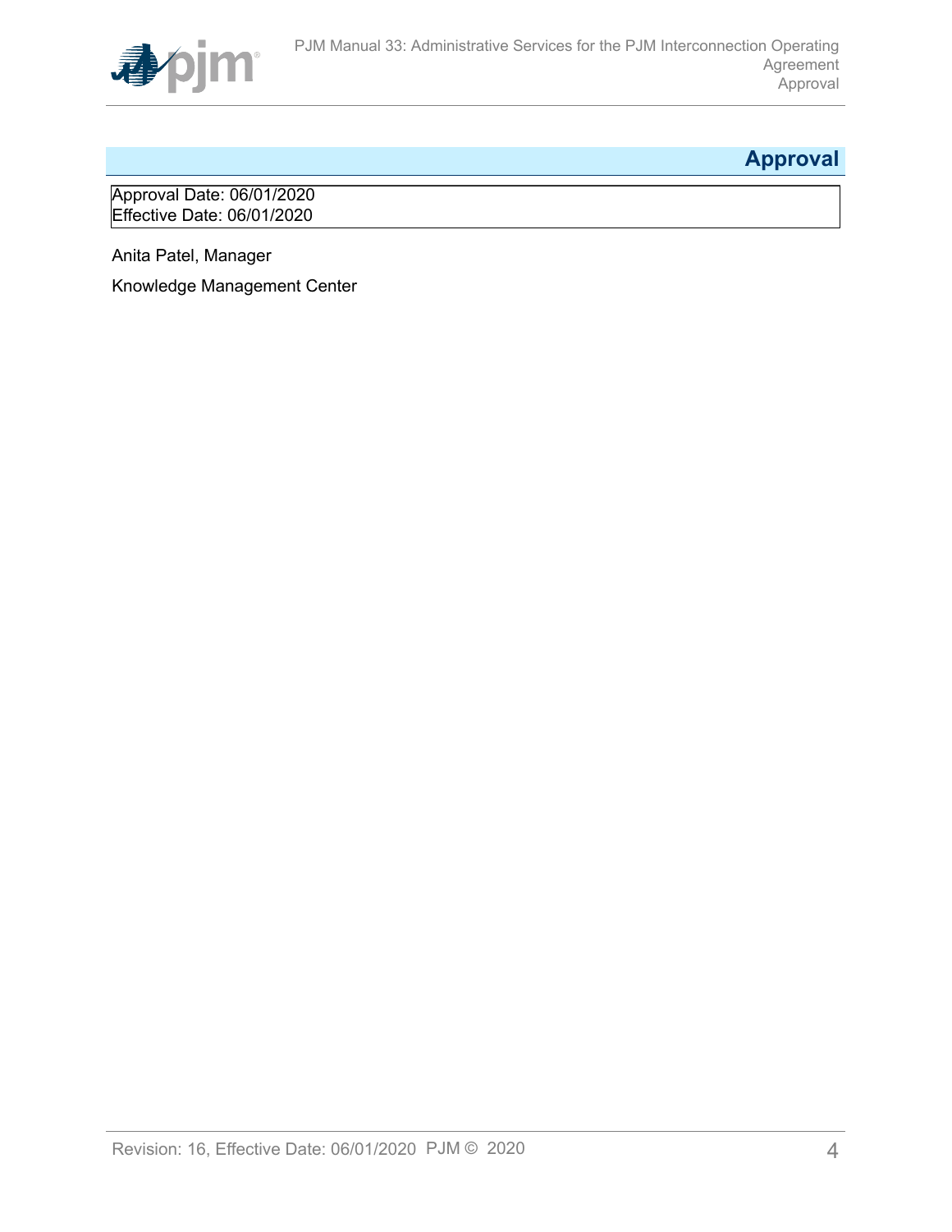# Approval

Approval Date: 06/01/2020
Effective Date: 06/01/2020

Anita Patel, Manager

Knowledge Management Center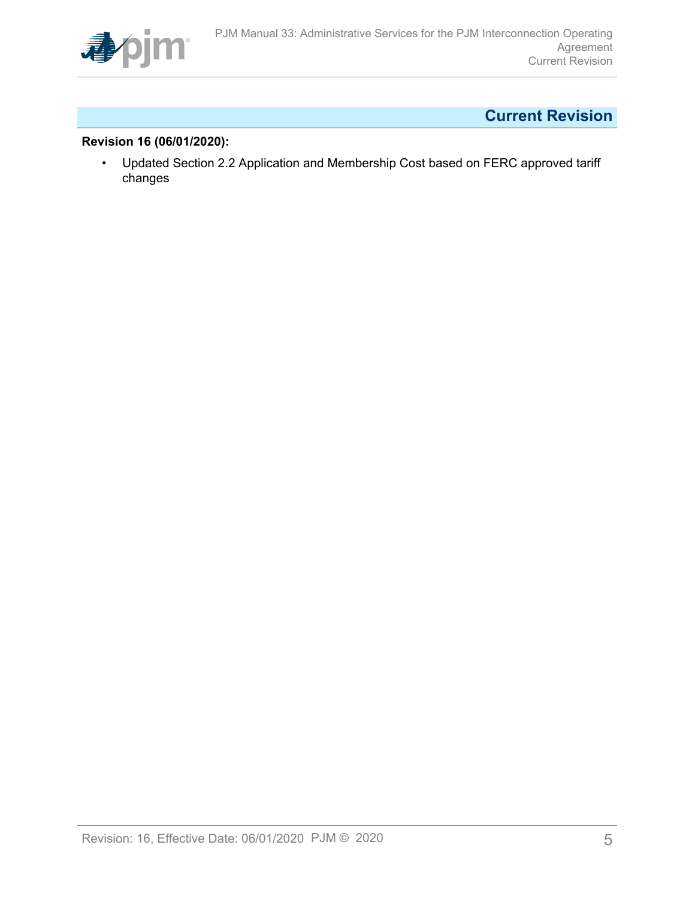# Current Revision

**Revision 16 (06/01/2020):**

- Updated Section 2.2 Application and Membership Cost based on FERC approved tariff changes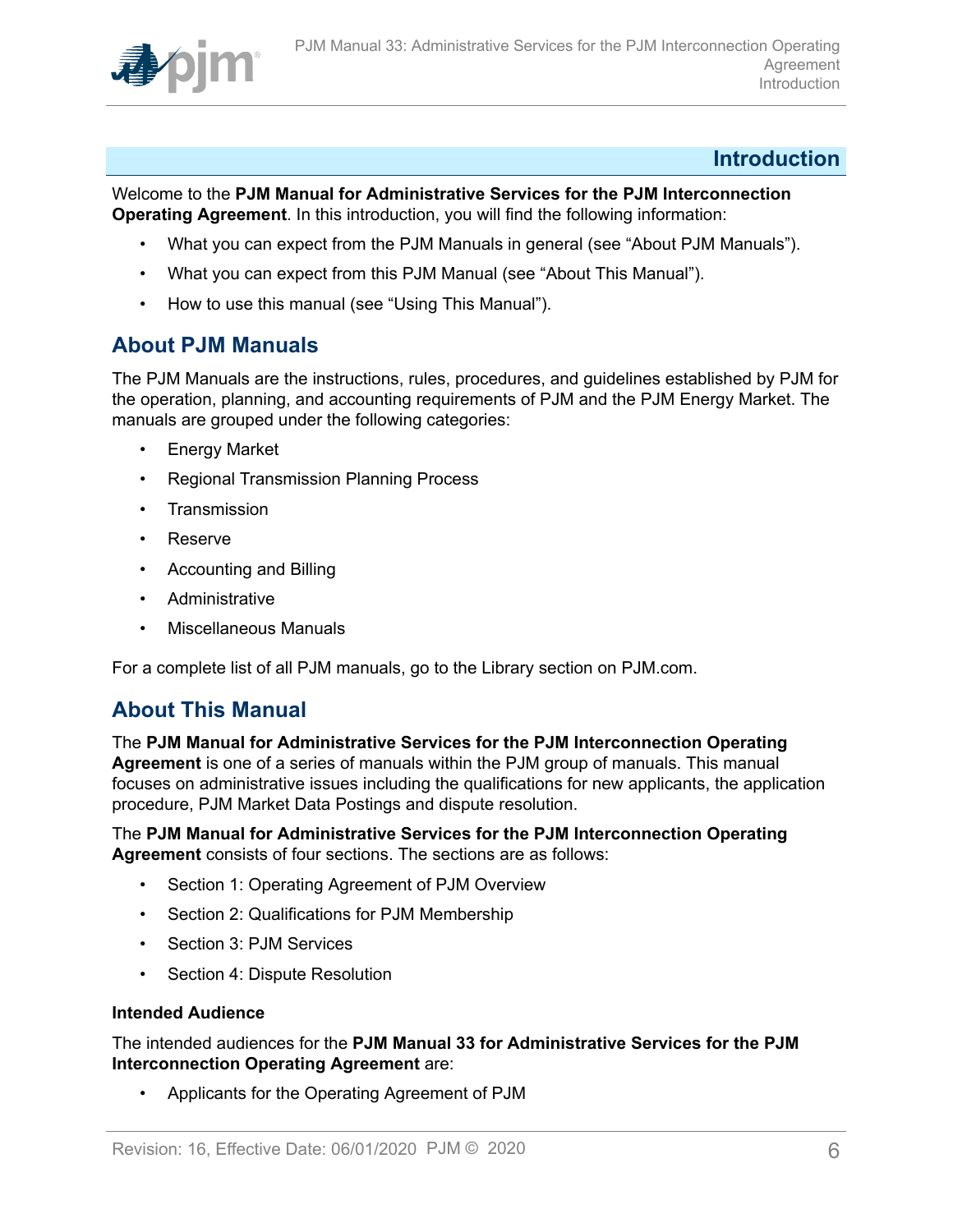# Introduction

Welcome to the **PJM Manual for Administrative Services for the PJM Interconnection Operating Agreement**. In this introduction, you will find the following information:

- What you can expect from the PJM Manuals in general (see "About PJM Manuals").
- What you can expect from this PJM Manual (see "About This Manual").
- How to use this manual (see "Using This Manual").

## About PJM Manuals

The PJM Manuals are the instructions, rules, procedures, and guidelines established by PJM for the operation, planning, and accounting requirements of PJM and the PJM Energy Market. The manuals are grouped under the following categories:

- Energy Market
- Regional Transmission Planning Process
- Transmission
- Reserve
- Accounting and Billing
- Administrative
- Miscellaneous Manuals

For a complete list of all PJM manuals, go to the Library section on PJM.com.

## About This Manual

The **PJM Manual for Administrative Services for the PJM Interconnection Operating Agreement** is one of a series of manuals within the PJM group of manuals. This manual focuses on administrative issues including the qualifications for new applicants, the application procedure, PJM Market Data Postings and dispute resolution.

The **PJM Manual for Administrative Services for the PJM Interconnection Operating Agreement** consists of four sections. The sections are as follows:

- Section 1: Operating Agreement of PJM Overview
- Section 2: Qualifications for PJM Membership
- Section 3: PJM Services
- Section 4: Dispute Resolution

**Intended Audience**

The intended audiences for the **PJM Manual 33 for Administrative Services for the PJM Interconnection Operating Agreement** are:

- Applicants for the Operating Agreement of PJM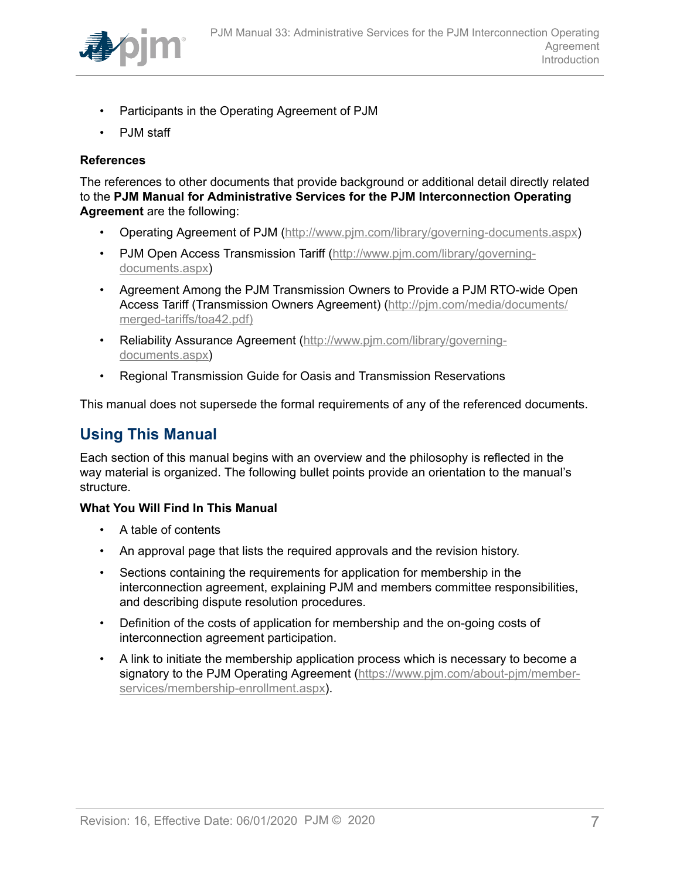- Participants in the Operating Agreement of PJM
- PJM staff

**References**

The references to other documents that provide background or additional detail directly related to the **PJM Manual for Administrative Services for the PJM Interconnection Operating Agreement** are the following:

- Operating Agreement of PJM (http://www.pjm.com/library/governing-documents.aspx)
- PJM Open Access Transmission Tariff (http://www.pjm.com/library/governing-documents.aspx)
- Agreement Among the PJM Transmission Owners to Provide a PJM RTO-wide Open Access Tariff (Transmission Owners Agreement) (http://pjm.com/media/documents/merged-tariffs/toa42.pdf)
- Reliability Assurance Agreement (http://www.pjm.com/library/governing-documents.aspx)
- Regional Transmission Guide for Oasis and Transmission Reservations

This manual does not supersede the formal requirements of any of the referenced documents.

## Using This Manual

Each section of this manual begins with an overview and the philosophy is reflected in the way material is organized. The following bullet points provide an orientation to the manual's structure.

**What You Will Find In This Manual**

- A table of contents
- An approval page that lists the required approvals and the revision history.
- Sections containing the requirements for application for membership in the interconnection agreement, explaining PJM and members committee responsibilities, and describing dispute resolution procedures.
- Definition of the costs of application for membership and the on-going costs of interconnection agreement participation.
- A link to initiate the membership application process which is necessary to become a signatory to the PJM Operating Agreement (https://www.pjm.com/about-pjm/member-services/membership-enrollment.aspx).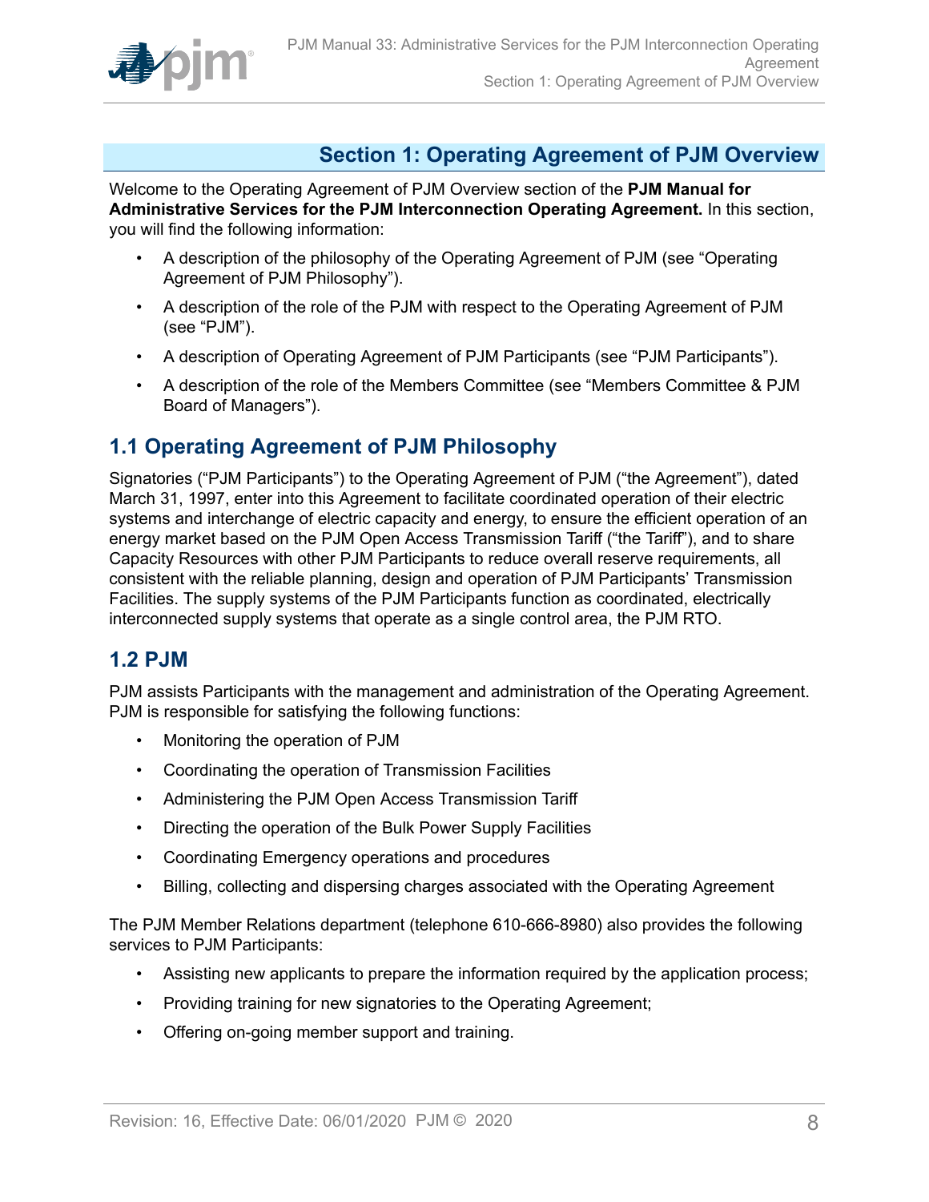# Section 1: Operating Agreement of PJM Overview

Welcome to the Operating Agreement of PJM Overview section of the **PJM Manual for Administrative Services for the PJM Interconnection Operating Agreement.** In this section, you will find the following information:

- A description of the philosophy of the Operating Agreement of PJM (see "Operating Agreement of PJM Philosophy").
- A description of the role of the PJM with respect to the Operating Agreement of PJM (see "PJM").
- A description of Operating Agreement of PJM Participants (see "PJM Participants").
- A description of the role of the Members Committee (see "Members Committee & PJM Board of Managers").

## 1.1 Operating Agreement of PJM Philosophy

Signatories ("PJM Participants") to the Operating Agreement of PJM ("the Agreement"), dated March 31, 1997, enter into this Agreement to facilitate coordinated operation of their electric systems and interchange of electric capacity and energy, to ensure the efficient operation of an energy market based on the PJM Open Access Transmission Tariff ("the Tariff"), and to share Capacity Resources with other PJM Participants to reduce overall reserve requirements, all consistent with the reliable planning, design and operation of PJM Participants' Transmission Facilities. The supply systems of the PJM Participants function as coordinated, electrically interconnected supply systems that operate as a single control area, the PJM RTO.

## 1.2 PJM

PJM assists Participants with the management and administration of the Operating Agreement. PJM is responsible for satisfying the following functions:

- Monitoring the operation of PJM
- Coordinating the operation of Transmission Facilities
- Administering the PJM Open Access Transmission Tariff
- Directing the operation of the Bulk Power Supply Facilities
- Coordinating Emergency operations and procedures
- Billing, collecting and dispersing charges associated with the Operating Agreement

The PJM Member Relations department (telephone 610-666-8980) also provides the following services to PJM Participants:

- Assisting new applicants to prepare the information required by the application process;
- Providing training for new signatories to the Operating Agreement;
- Offering on-going member support and training.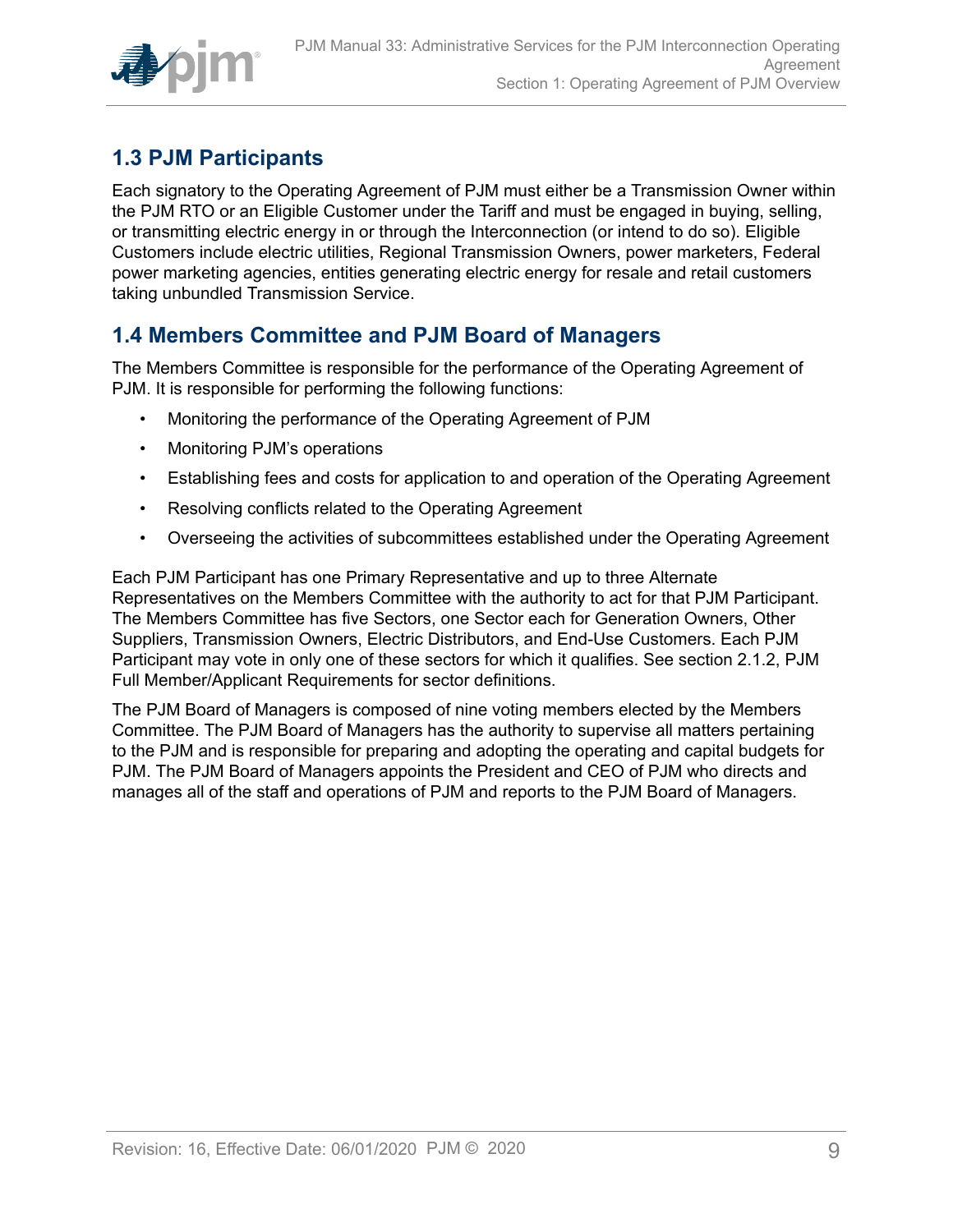## 1.3 PJM Participants

Each signatory to the Operating Agreement of PJM must either be a Transmission Owner within the PJM RTO or an Eligible Customer under the Tariff and must be engaged in buying, selling, or transmitting electric energy in or through the Interconnection (or intend to do so). Eligible Customers include electric utilities, Regional Transmission Owners, power marketers, Federal power marketing agencies, entities generating electric energy for resale and retail customers taking unbundled Transmission Service.

## 1.4 Members Committee and PJM Board of Managers

The Members Committee is responsible for the performance of the Operating Agreement of PJM. It is responsible for performing the following functions:

- Monitoring the performance of the Operating Agreement of PJM
- Monitoring PJM's operations
- Establishing fees and costs for application to and operation of the Operating Agreement
- Resolving conflicts related to the Operating Agreement
- Overseeing the activities of subcommittees established under the Operating Agreement

Each PJM Participant has one Primary Representative and up to three Alternate Representatives on the Members Committee with the authority to act for that PJM Participant. The Members Committee has five Sectors, one Sector each for Generation Owners, Other Suppliers, Transmission Owners, Electric Distributors, and End-Use Customers. Each PJM Participant may vote in only one of these sectors for which it qualifies. See section 2.1.2, PJM Full Member/Applicant Requirements for sector definitions.

The PJM Board of Managers is composed of nine voting members elected by the Members Committee. The PJM Board of Managers has the authority to supervise all matters pertaining to the PJM and is responsible for preparing and adopting the operating and capital budgets for PJM. The PJM Board of Managers appoints the President and CEO of PJM who directs and manages all of the staff and operations of PJM and reports to the PJM Board of Managers.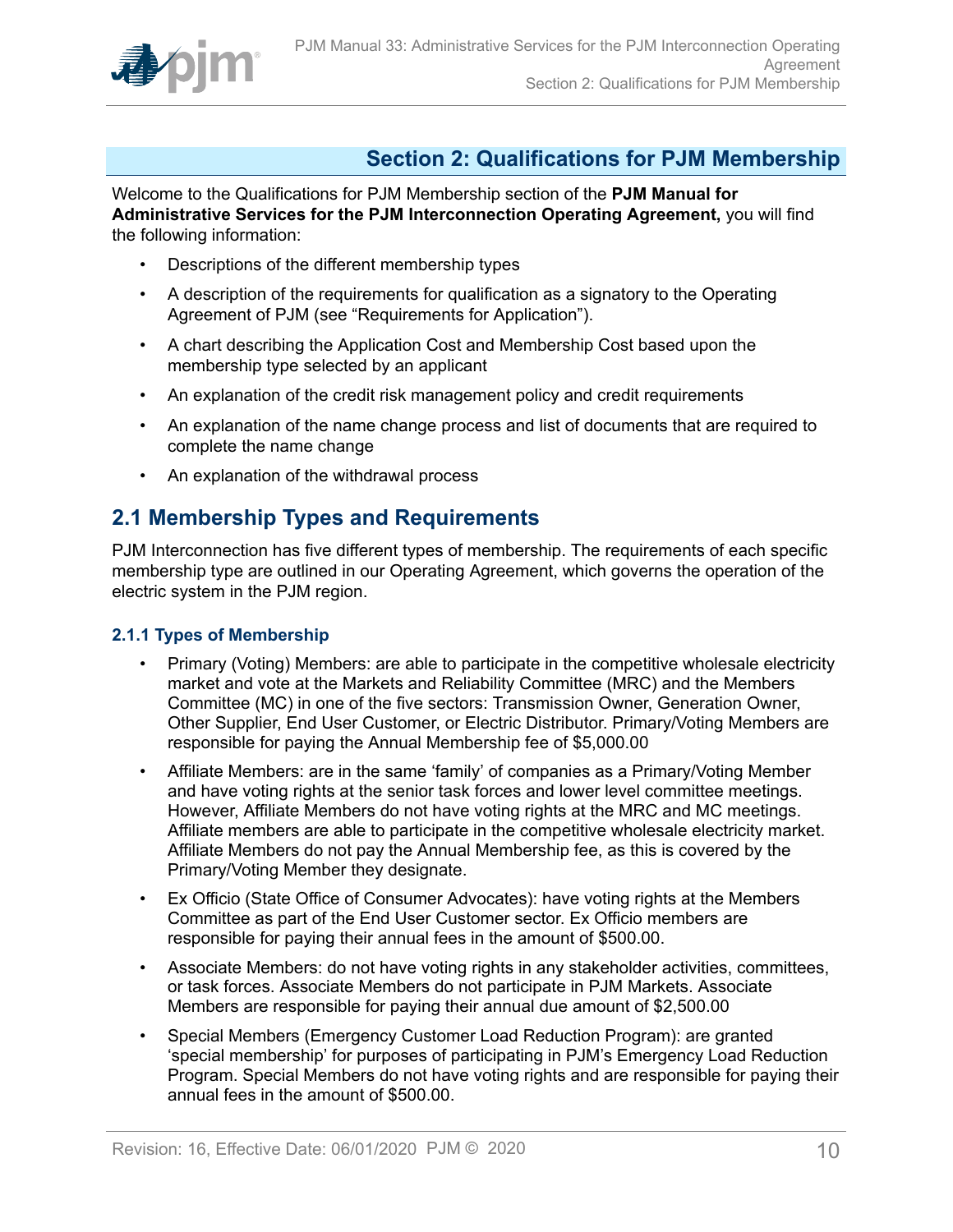# Section 2: Qualifications for PJM Membership

Welcome to the Qualifications for PJM Membership section of the **PJM Manual for Administrative Services for the PJM Interconnection Operating Agreement,** you will find the following information:

- Descriptions of the different membership types
- A description of the requirements for qualification as a signatory to the Operating Agreement of PJM (see "Requirements for Application").
- A chart describing the Application Cost and Membership Cost based upon the membership type selected by an applicant
- An explanation of the credit risk management policy and credit requirements
- An explanation of the name change process and list of documents that are required to complete the name change
- An explanation of the withdrawal process

## 2.1 Membership Types and Requirements

PJM Interconnection has five different types of membership. The requirements of each specific membership type are outlined in our Operating Agreement, which governs the operation of the electric system in the PJM region.

### 2.1.1 Types of Membership

- Primary (Voting) Members: are able to participate in the competitive wholesale electricity market and vote at the Markets and Reliability Committee (MRC) and the Members Committee (MC) in one of the five sectors: Transmission Owner, Generation Owner, Other Supplier, End User Customer, or Electric Distributor. Primary/Voting Members are responsible for paying the Annual Membership fee of $5,000.00
- Affiliate Members: are in the same 'family' of companies as a Primary/Voting Member and have voting rights at the senior task forces and lower level committee meetings. However, Affiliate Members do not have voting rights at the MRC and MC meetings. Affiliate members are able to participate in the competitive wholesale electricity market. Affiliate Members do not pay the Annual Membership fee, as this is covered by the Primary/Voting Member they designate.
- Ex Officio (State Office of Consumer Advocates): have voting rights at the Members Committee as part of the End User Customer sector. Ex Officio members are responsible for paying their annual fees in the amount of $500.00.
- Associate Members: do not have voting rights in any stakeholder activities, committees, or task forces. Associate Members do not participate in PJM Markets. Associate Members are responsible for paying their annual due amount of $2,500.00
- Special Members (Emergency Customer Load Reduction Program): are granted 'special membership' for purposes of participating in PJM's Emergency Load Reduction Program. Special Members do not have voting rights and are responsible for paying their annual fees in the amount of $500.00.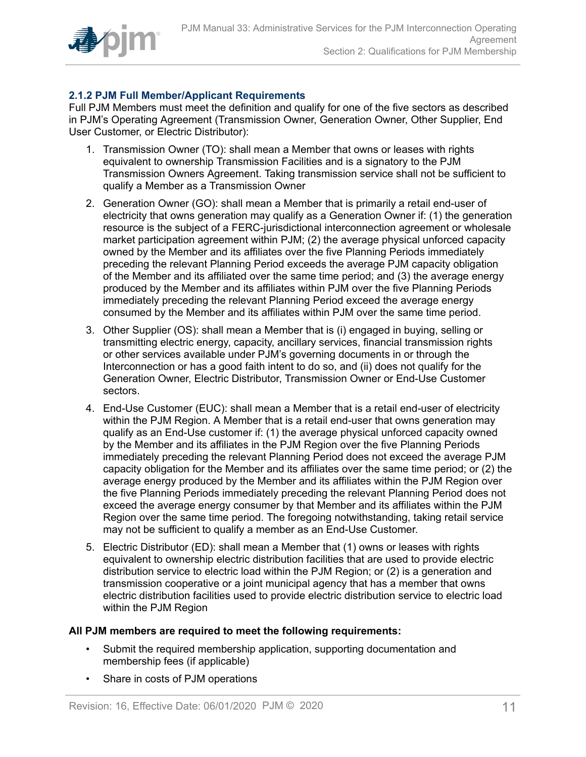### 2.1.2 PJM Full Member/Applicant Requirements

Full PJM Members must meet the definition and qualify for one of the five sectors as described in PJM's Operating Agreement (Transmission Owner, Generation Owner, Other Supplier, End User Customer, or Electric Distributor):

1. Transmission Owner (TO): shall mean a Member that owns or leases with rights equivalent to ownership Transmission Facilities and is a signatory to the PJM Transmission Owners Agreement. Taking transmission service shall not be sufficient to qualify a Member as a Transmission Owner
2. Generation Owner (GO): shall mean a Member that is primarily a retail end-user of electricity that owns generation may qualify as a Generation Owner if: (1) the generation resource is the subject of a FERC-jurisdictional interconnection agreement or wholesale market participation agreement within PJM; (2) the average physical unforced capacity owned by the Member and its affiliates over the five Planning Periods immediately preceding the relevant Planning Period exceeds the average PJM capacity obligation of the Member and its affiliated over the same time period; and (3) the average energy produced by the Member and its affiliates within PJM over the five Planning Periods immediately preceding the relevant Planning Period exceed the average energy consumed by the Member and its affiliates within PJM over the same time period.
3. Other Supplier (OS): shall mean a Member that is (i) engaged in buying, selling or transmitting electric energy, capacity, ancillary services, financial transmission rights or other services available under PJM's governing documents in or through the Interconnection or has a good faith intent to do so, and (ii) does not qualify for the Generation Owner, Electric Distributor, Transmission Owner or End-Use Customer sectors.
4. End-Use Customer (EUC): shall mean a Member that is a retail end-user of electricity within the PJM Region. A Member that is a retail end-user that owns generation may qualify as an End-Use customer if: (1) the average physical unforced capacity owned by the Member and its affiliates in the PJM Region over the five Planning Periods immediately preceding the relevant Planning Period does not exceed the average PJM capacity obligation for the Member and its affiliates over the same time period; or (2) the average energy produced by the Member and its affiliates within the PJM Region over the five Planning Periods immediately preceding the relevant Planning Period does not exceed the average energy consumer by that Member and its affiliates within the PJM Region over the same time period. The foregoing notwithstanding, taking retail service may not be sufficient to qualify a member as an End-Use Customer.
5. Electric Distributor (ED): shall mean a Member that (1) owns or leases with rights equivalent to ownership electric distribution facilities that are used to provide electric distribution service to electric load within the PJM Region; or (2) is a generation and transmission cooperative or a joint municipal agency that has a member that owns electric distribution facilities used to provide electric distribution service to electric load within the PJM Region

**All PJM members are required to meet the following requirements:**

- Submit the required membership application, supporting documentation and membership fees (if applicable)
- Share in costs of PJM operations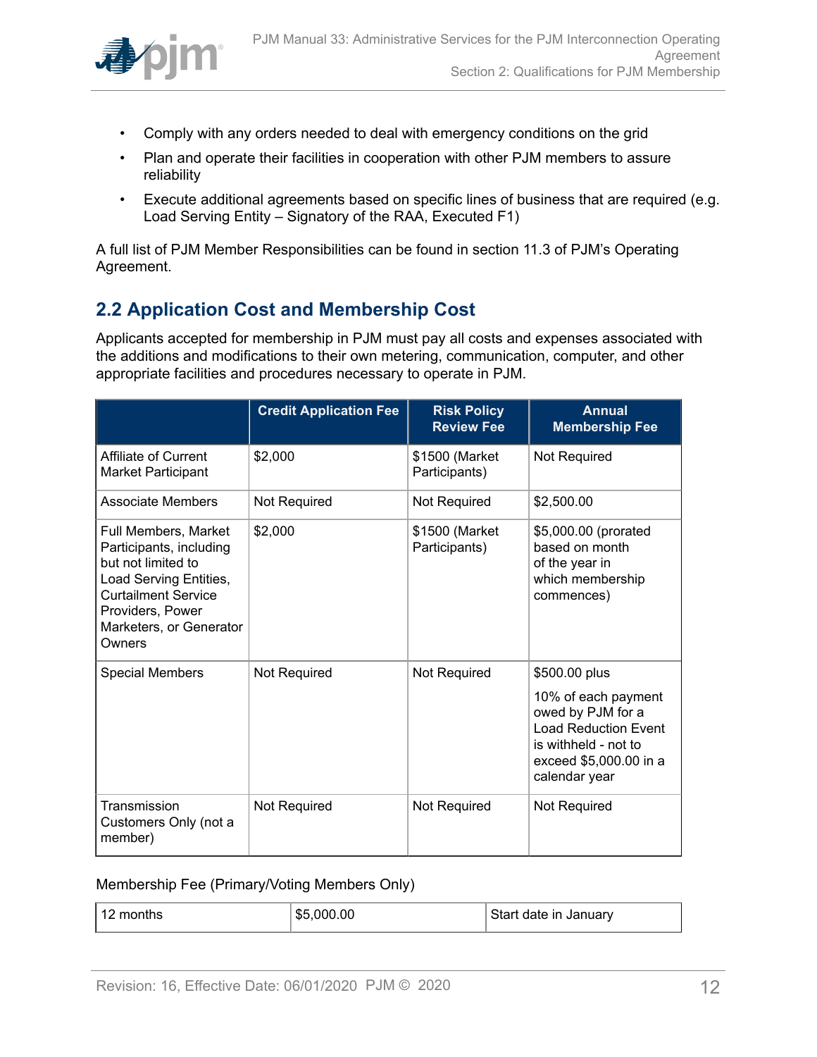- Comply with any orders needed to deal with emergency conditions on the grid
- Plan and operate their facilities in cooperation with other PJM members to assure reliability
- Execute additional agreements based on specific lines of business that are required (e.g. Load Serving Entity – Signatory of the RAA, Executed F1)

A full list of PJM Member Responsibilities can be found in section 11.3 of PJM's Operating Agreement.

## 2.2 Application Cost and Membership Cost

Applicants accepted for membership in PJM must pay all costs and expenses associated with the additions and modifications to their own metering, communication, computer, and other appropriate facilities and procedures necessary to operate in PJM.

| | Credit Application Fee | Risk Policy Review Fee | Annual Membership Fee |
|---|---|---|---|
| Affiliate of Current Market Participant | $2,000 | $1500 (Market Participants) | Not Required |
| Associate Members | Not Required | Not Required | $2,500.00 |
| Full Members, Market Participants, including but not limited to Load Serving Entities, Curtailment Service Providers, Power Marketers, or Generator Owners | $2,000 | $1500 (Market Participants) | $5,000.00 (prorated based on month of the year in which membership commences) |
| Special Members | Not Required | Not Required | $500.00 plus<br><br>10% of each payment owed by PJM for a Load Reduction Event is withheld - not to exceed $5,000.00 in a calendar year |
| Transmission Customers Only (not a member) | Not Required | Not Required | Not Required |

Membership Fee (Primary/Voting Members Only)

| 12 months | $5,000.00 | Start date in January |
|---|---|---|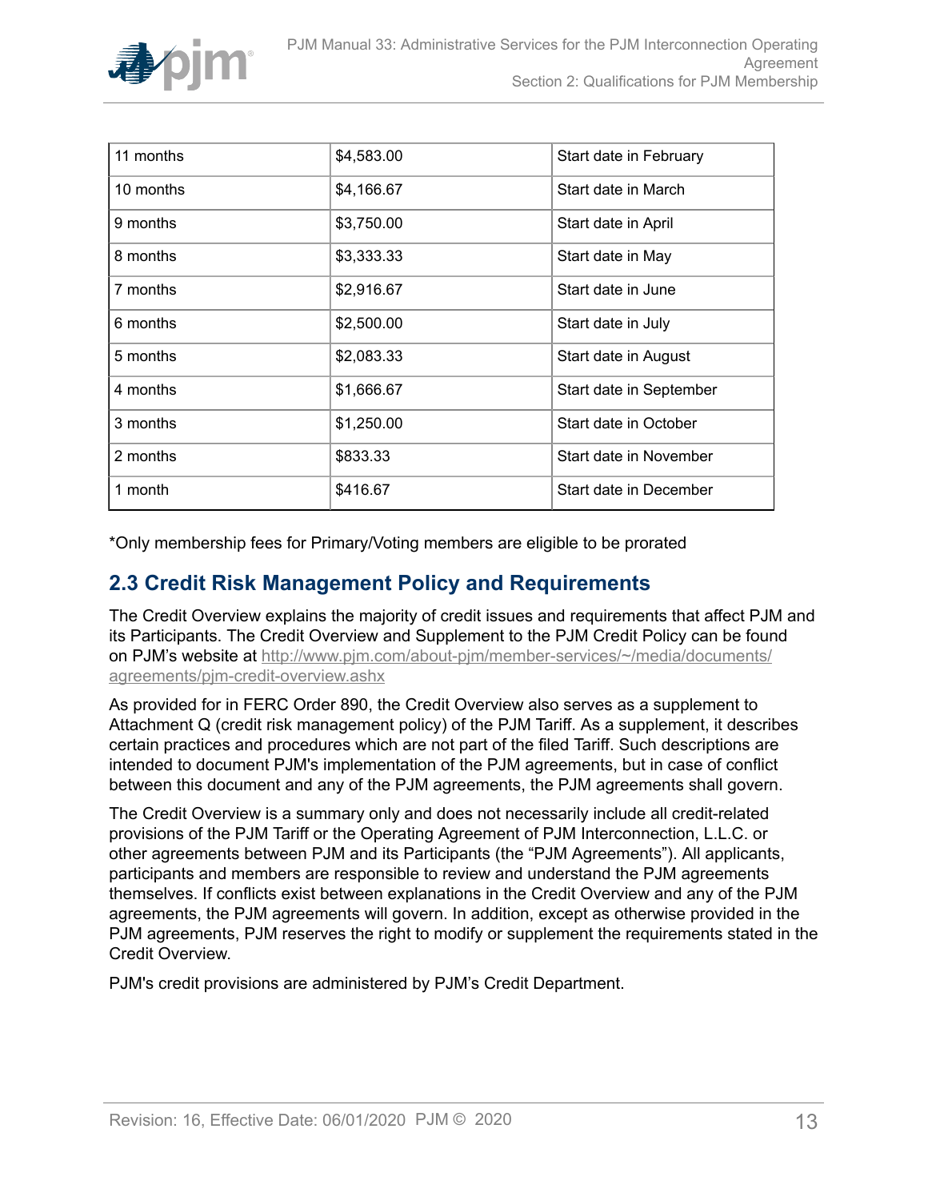| 11 months | $4,583.00 | Start date in February |
|---|---|---|
| 10 months | $4,166.67 | Start date in March |
| 9 months | $3,750.00 | Start date in April |
| 8 months | $3,333.33 | Start date in May |
| 7 months | $2,916.67 | Start date in June |
| 6 months | $2,500.00 | Start date in July |
| 5 months | $2,083.33 | Start date in August |
| 4 months | $1,666.67 | Start date in September |
| 3 months | $1,250.00 | Start date in October |
| 2 months | $833.33 | Start date in November |
| 1 month | $416.67 | Start date in December |

*Only membership fees for Primary/Voting members are eligible to be prorated

## 2.3 Credit Risk Management Policy and Requirements

The Credit Overview explains the majority of credit issues and requirements that affect PJM and its Participants. The Credit Overview and Supplement to the PJM Credit Policy can be found on PJM's website at http://www.pjm.com/about-pjm/member-services/~/media/documents/agreements/pjm-credit-overview.ashx

As provided for in FERC Order 890, the Credit Overview also serves as a supplement to Attachment Q (credit risk management policy) of the PJM Tariff. As a supplement, it describes certain practices and procedures which are not part of the filed Tariff. Such descriptions are intended to document PJM's implementation of the PJM agreements, but in case of conflict between this document and any of the PJM agreements, the PJM agreements shall govern.

The Credit Overview is a summary only and does not necessarily include all credit-related provisions of the PJM Tariff or the Operating Agreement of PJM Interconnection, L.L.C. or other agreements between PJM and its Participants (the "PJM Agreements"). All applicants, participants and members are responsible to review and understand the PJM agreements themselves. If conflicts exist between explanations in the Credit Overview and any of the PJM agreements, the PJM agreements will govern. In addition, except as otherwise provided in the PJM agreements, PJM reserves the right to modify or supplement the requirements stated in the Credit Overview.

PJM's credit provisions are administered by PJM's Credit Department.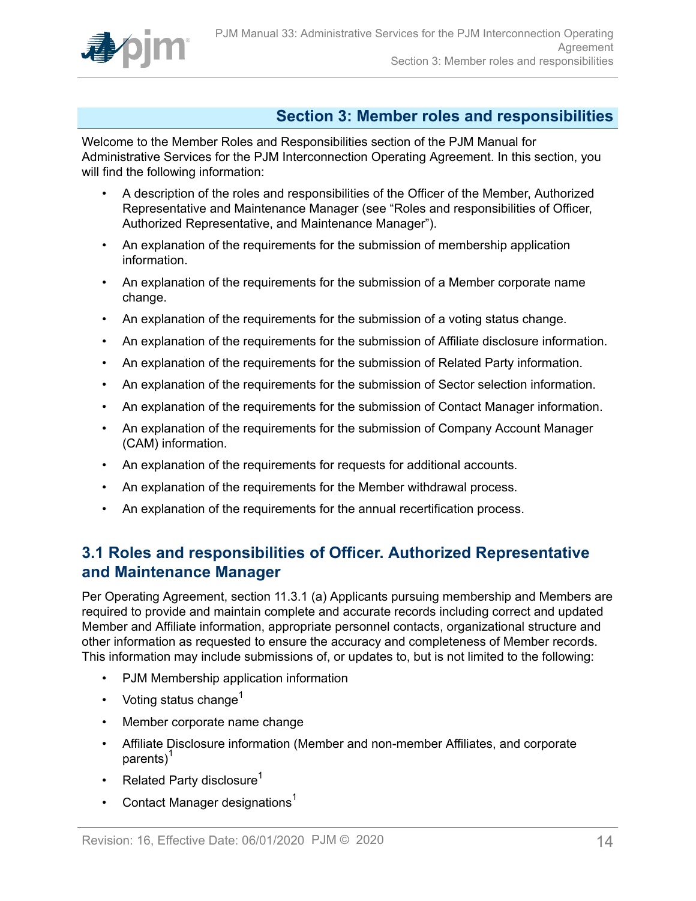## Section 3: Member roles and responsibilities

Welcome to the Member Roles and Responsibilities section of the PJM Manual for Administrative Services for the PJM Interconnection Operating Agreement. In this section, you will find the following information:

- A description of the roles and responsibilities of the Officer of the Member, Authorized Representative and Maintenance Manager (see "Roles and responsibilities of Officer, Authorized Representative, and Maintenance Manager").
- An explanation of the requirements for the submission of membership application information.
- An explanation of the requirements for the submission of a Member corporate name change.
- An explanation of the requirements for the submission of a voting status change.
- An explanation of the requirements for the submission of Affiliate disclosure information.
- An explanation of the requirements for the submission of Related Party information.
- An explanation of the requirements for the submission of Sector selection information.
- An explanation of the requirements for the submission of Contact Manager information.
- An explanation of the requirements for the submission of Company Account Manager (CAM) information.
- An explanation of the requirements for requests for additional accounts.
- An explanation of the requirements for the Member withdrawal process.
- An explanation of the requirements for the annual recertification process.

### 3.1 Roles and responsibilities of Officer. Authorized Representative and Maintenance Manager

Per Operating Agreement, section 11.3.1 (a) Applicants pursuing membership and Members are required to provide and maintain complete and accurate records including correct and updated Member and Affiliate information, appropriate personnel contacts, organizational structure and other information as requested to ensure the accuracy and completeness of Member records. This information may include submissions of, or updates to, but is not limited to the following:

- PJM Membership application information
- Voting status change[1]
- Member corporate name change
- Affiliate Disclosure information (Member and non-member Affiliates, and corporate parents)[1]
- Related Party disclosure[1]
- Contact Manager designations[1]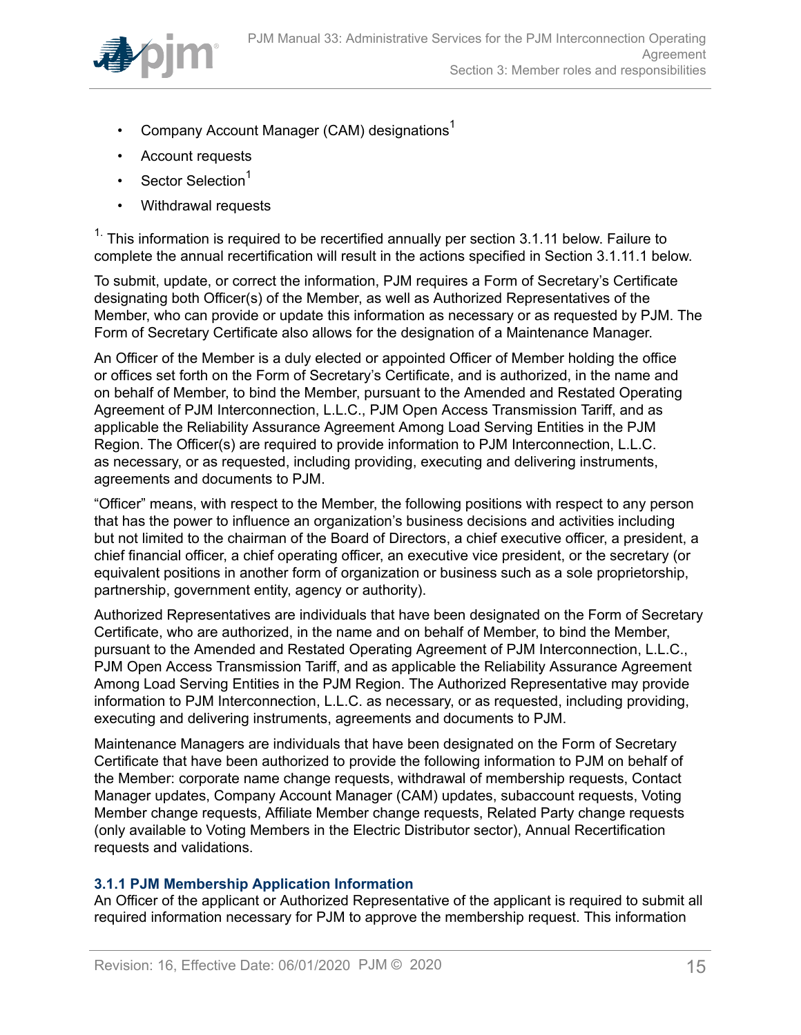- Company Account Manager (CAM) designations[1]
- Account requests
- Sector Selection[1]
- Withdrawal requests

[1.] This information is required to be recertified annually per section 3.1.11 below. Failure to complete the annual recertification will result in the actions specified in Section 3.1.11.1 below.

To submit, update, or correct the information, PJM requires a Form of Secretary's Certificate designating both Officer(s) of the Member, as well as Authorized Representatives of the Member, who can provide or update this information as necessary or as requested by PJM. The Form of Secretary Certificate also allows for the designation of a Maintenance Manager.

An Officer of the Member is a duly elected or appointed Officer of Member holding the office or offices set forth on the Form of Secretary's Certificate, and is authorized, in the name and on behalf of Member, to bind the Member, pursuant to the Amended and Restated Operating Agreement of PJM Interconnection, L.L.C., PJM Open Access Transmission Tariff, and as applicable the Reliability Assurance Agreement Among Load Serving Entities in the PJM Region. The Officer(s) are required to provide information to PJM Interconnection, L.L.C. as necessary, or as requested, including providing, executing and delivering instruments, agreements and documents to PJM.

"Officer" means, with respect to the Member, the following positions with respect to any person that has the power to influence an organization's business decisions and activities including but not limited to the chairman of the Board of Directors, a chief executive officer, a president, a chief financial officer, a chief operating officer, an executive vice president, or the secretary (or equivalent positions in another form of organization or business such as a sole proprietorship, partnership, government entity, agency or authority).

Authorized Representatives are individuals that have been designated on the Form of Secretary Certificate, who are authorized, in the name and on behalf of Member, to bind the Member, pursuant to the Amended and Restated Operating Agreement of PJM Interconnection, L.L.C., PJM Open Access Transmission Tariff, and as applicable the Reliability Assurance Agreement Among Load Serving Entities in the PJM Region. The Authorized Representative may provide information to PJM Interconnection, L.L.C. as necessary, or as requested, including providing, executing and delivering instruments, agreements and documents to PJM.

Maintenance Managers are individuals that have been designated on the Form of Secretary Certificate that have been authorized to provide the following information to PJM on behalf of the Member: corporate name change requests, withdrawal of membership requests, Contact Manager updates, Company Account Manager (CAM) updates, subaccount requests, Voting Member change requests, Affiliate Member change requests, Related Party change requests (only available to Voting Members in the Electric Distributor sector), Annual Recertification requests and validations.

### 3.1.1 PJM Membership Application Information

An Officer of the applicant or Authorized Representative of the applicant is required to submit all required information necessary for PJM to approve the membership request. This information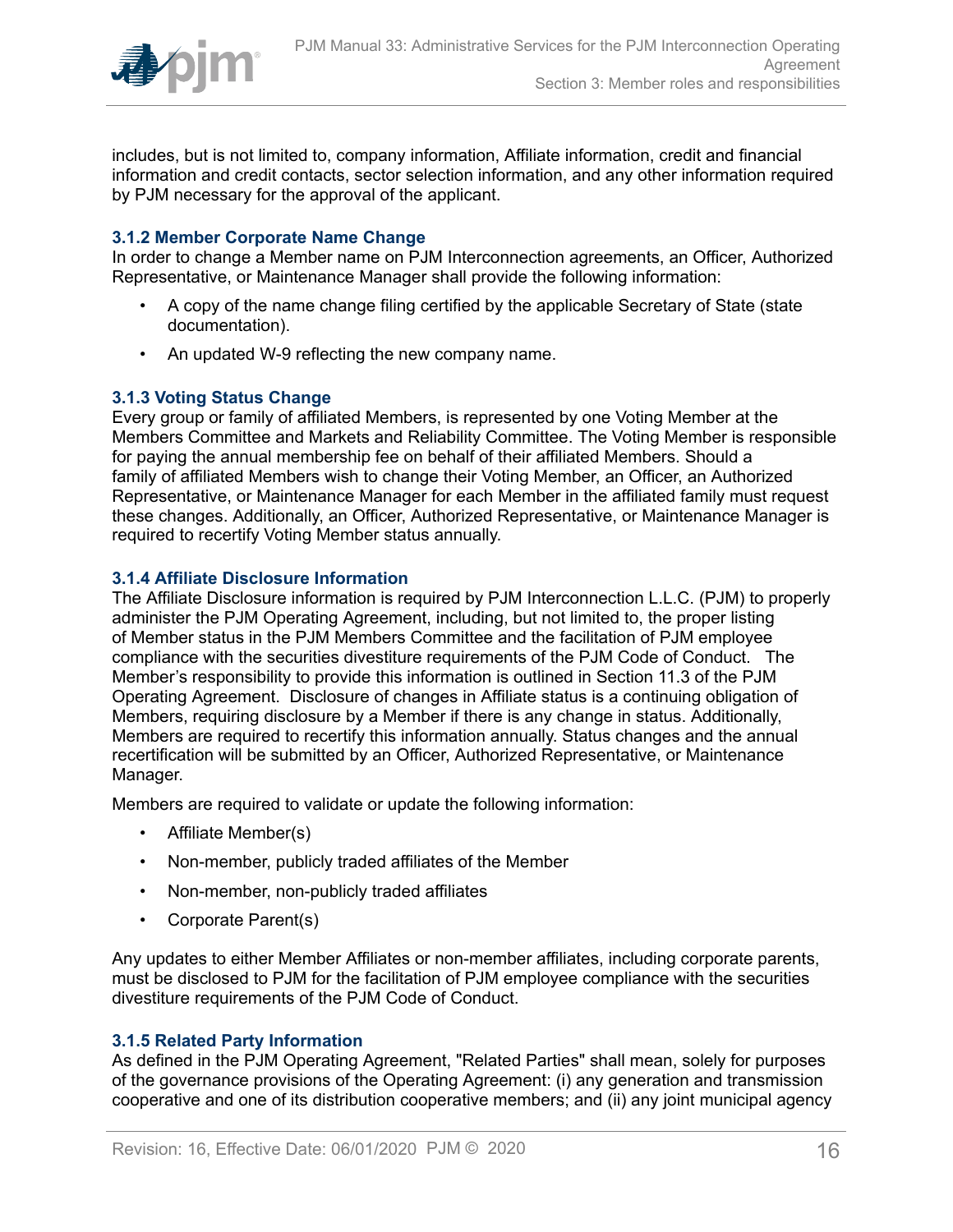includes, but is not limited to, company information, Affiliate information, credit and financial information and credit contacts, sector selection information, and any other information required by PJM necessary for the approval of the applicant.

### 3.1.2 Member Corporate Name Change

In order to change a Member name on PJM Interconnection agreements, an Officer, Authorized Representative, or Maintenance Manager shall provide the following information:

- A copy of the name change filing certified by the applicable Secretary of State (state documentation).
- An updated W-9 reflecting the new company name.

### 3.1.3 Voting Status Change

Every group or family of affiliated Members, is represented by one Voting Member at the Members Committee and Markets and Reliability Committee. The Voting Member is responsible for paying the annual membership fee on behalf of their affiliated Members. Should a family of affiliated Members wish to change their Voting Member, an Officer, an Authorized Representative, or Maintenance Manager for each Member in the affiliated family must request these changes. Additionally, an Officer, Authorized Representative, or Maintenance Manager is required to recertify Voting Member status annually.

### 3.1.4 Affiliate Disclosure Information

The Affiliate Disclosure information is required by PJM Interconnection L.L.C. (PJM) to properly administer the PJM Operating Agreement, including, but not limited to, the proper listing of Member status in the PJM Members Committee and the facilitation of PJM employee compliance with the securities divestiture requirements of the PJM Code of Conduct. The Member's responsibility to provide this information is outlined in Section 11.3 of the PJM Operating Agreement. Disclosure of changes in Affiliate status is a continuing obligation of Members, requiring disclosure by a Member if there is any change in status. Additionally, Members are required to recertify this information annually. Status changes and the annual recertification will be submitted by an Officer, Authorized Representative, or Maintenance Manager.

Members are required to validate or update the following information:

- Affiliate Member(s)
- Non-member, publicly traded affiliates of the Member
- Non-member, non-publicly traded affiliates
- Corporate Parent(s)

Any updates to either Member Affiliates or non-member affiliates, including corporate parents, must be disclosed to PJM for the facilitation of PJM employee compliance with the securities divestiture requirements of the PJM Code of Conduct.

### 3.1.5 Related Party Information

As defined in the PJM Operating Agreement, "Related Parties" shall mean, solely for purposes of the governance provisions of the Operating Agreement: (i) any generation and transmission cooperative and one of its distribution cooperative members; and (ii) any joint municipal agency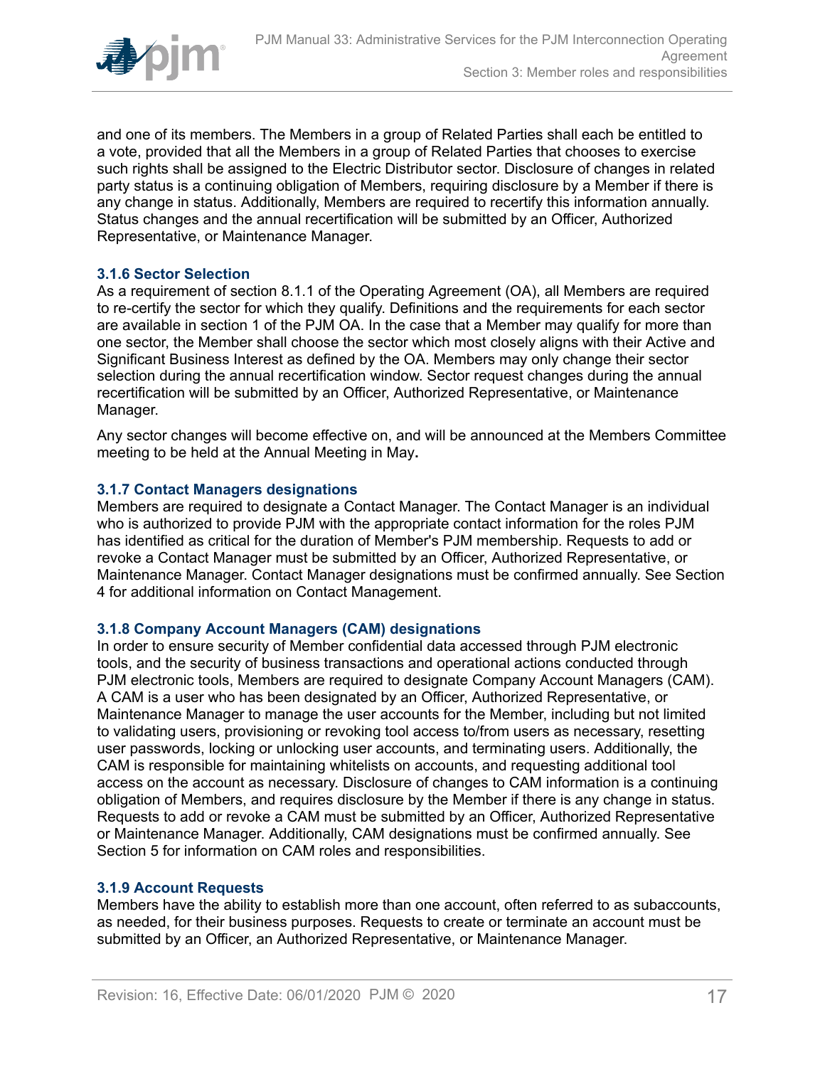and one of its members. The Members in a group of Related Parties shall each be entitled to a vote, provided that all the Members in a group of Related Parties that chooses to exercise such rights shall be assigned to the Electric Distributor sector. Disclosure of changes in related party status is a continuing obligation of Members, requiring disclosure by a Member if there is any change in status. Additionally, Members are required to recertify this information annually. Status changes and the annual recertification will be submitted by an Officer, Authorized Representative, or Maintenance Manager.

### 3.1.6 Sector Selection

As a requirement of section 8.1.1 of the Operating Agreement (OA), all Members are required to re-certify the sector for which they qualify. Definitions and the requirements for each sector are available in section 1 of the PJM OA. In the case that a Member may qualify for more than one sector, the Member shall choose the sector which most closely aligns with their Active and Significant Business Interest as defined by the OA. Members may only change their sector selection during the annual recertification window. Sector request changes during the annual recertification will be submitted by an Officer, Authorized Representative, or Maintenance Manager.

Any sector changes will become effective on, and will be announced at the Members Committee meeting to be held at the Annual Meeting in May**.**

### 3.1.7 Contact Managers designations

Members are required to designate a Contact Manager. The Contact Manager is an individual who is authorized to provide PJM with the appropriate contact information for the roles PJM has identified as critical for the duration of Member's PJM membership. Requests to add or revoke a Contact Manager must be submitted by an Officer, Authorized Representative, or Maintenance Manager. Contact Manager designations must be confirmed annually. See Section 4 for additional information on Contact Management.

### 3.1.8 Company Account Managers (CAM) designations

In order to ensure security of Member confidential data accessed through PJM electronic tools, and the security of business transactions and operational actions conducted through PJM electronic tools, Members are required to designate Company Account Managers (CAM). A CAM is a user who has been designated by an Officer, Authorized Representative, or Maintenance Manager to manage the user accounts for the Member, including but not limited to validating users, provisioning or revoking tool access to/from users as necessary, resetting user passwords, locking or unlocking user accounts, and terminating users. Additionally, the CAM is responsible for maintaining whitelists on accounts, and requesting additional tool access on the account as necessary. Disclosure of changes to CAM information is a continuing obligation of Members, and requires disclosure by the Member if there is any change in status. Requests to add or revoke a CAM must be submitted by an Officer, Authorized Representative or Maintenance Manager. Additionally, CAM designations must be confirmed annually. See Section 5 for information on CAM roles and responsibilities.

### 3.1.9 Account Requests

Members have the ability to establish more than one account, often referred to as subaccounts, as needed, for their business purposes. Requests to create or terminate an account must be submitted by an Officer, an Authorized Representative, or Maintenance Manager.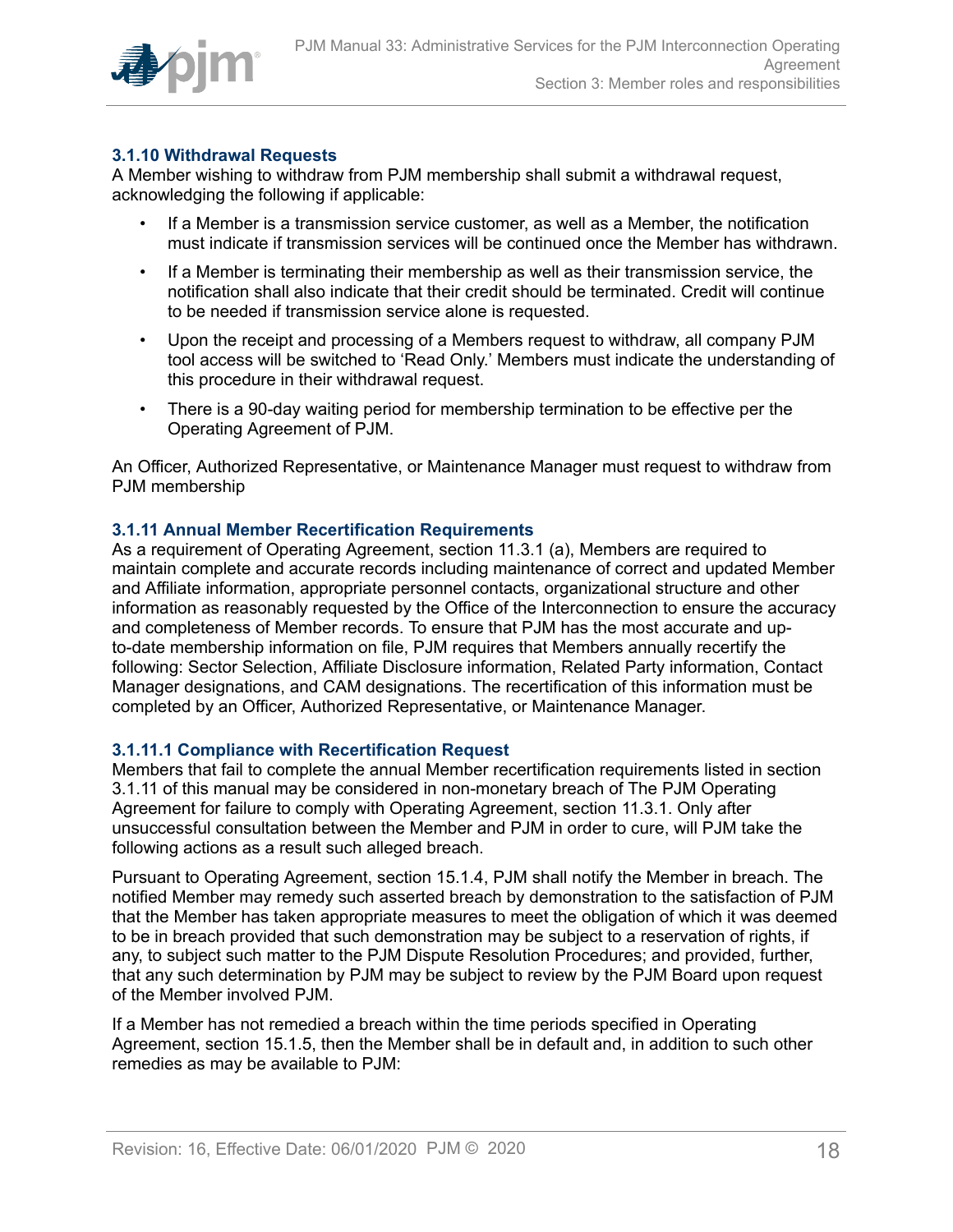### 3.1.10 Withdrawal Requests

A Member wishing to withdraw from PJM membership shall submit a withdrawal request, acknowledging the following if applicable:

- If a Member is a transmission service customer, as well as a Member, the notification must indicate if transmission services will be continued once the Member has withdrawn.
- If a Member is terminating their membership as well as their transmission service, the notification shall also indicate that their credit should be terminated. Credit will continue to be needed if transmission service alone is requested.
- Upon the receipt and processing of a Members request to withdraw, all company PJM tool access will be switched to 'Read Only.' Members must indicate the understanding of this procedure in their withdrawal request.
- There is a 90-day waiting period for membership termination to be effective per the Operating Agreement of PJM.

An Officer, Authorized Representative, or Maintenance Manager must request to withdraw from PJM membership

### 3.1.11 Annual Member Recertification Requirements

As a requirement of Operating Agreement, section 11.3.1 (a), Members are required to maintain complete and accurate records including maintenance of correct and updated Member and Affiliate information, appropriate personnel contacts, organizational structure and other information as reasonably requested by the Office of the Interconnection to ensure the accuracy and completeness of Member records. To ensure that PJM has the most accurate and up-to-date membership information on file, PJM requires that Members annually recertify the following: Sector Selection, Affiliate Disclosure information, Related Party information, Contact Manager designations, and CAM designations. The recertification of this information must be completed by an Officer, Authorized Representative, or Maintenance Manager.

#### 3.1.11.1 Compliance with Recertification Request

Members that fail to complete the annual Member recertification requirements listed in section 3.1.11 of this manual may be considered in non-monetary breach of The PJM Operating Agreement for failure to comply with Operating Agreement, section 11.3.1. Only after unsuccessful consultation between the Member and PJM in order to cure, will PJM take the following actions as a result such alleged breach.

Pursuant to Operating Agreement, section 15.1.4, PJM shall notify the Member in breach. The notified Member may remedy such asserted breach by demonstration to the satisfaction of PJM that the Member has taken appropriate measures to meet the obligation of which it was deemed to be in breach provided that such demonstration may be subject to a reservation of rights, if any, to subject such matter to the PJM Dispute Resolution Procedures; and provided, further, that any such determination by PJM may be subject to review by the PJM Board upon request of the Member involved PJM.

If a Member has not remedied a breach within the time periods specified in Operating Agreement, section 15.1.5, then the Member shall be in default and, in addition to such other remedies as may be available to PJM: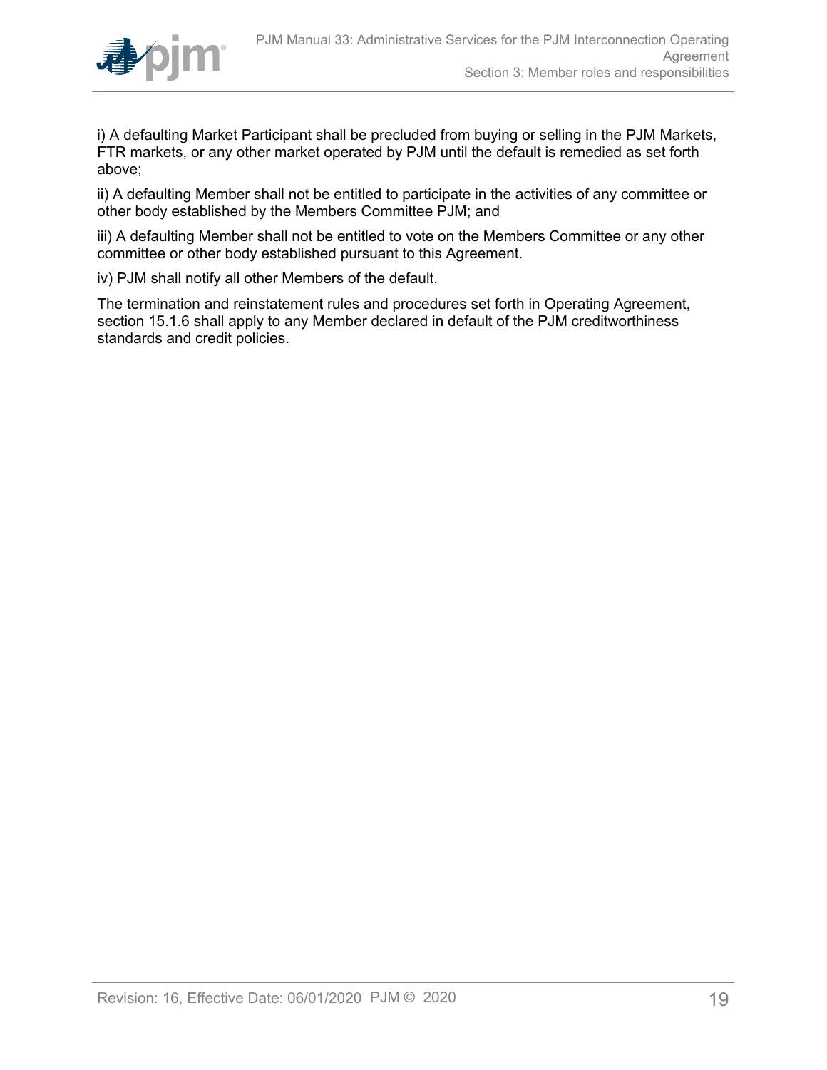i) A defaulting Market Participant shall be precluded from buying or selling in the PJM Markets, FTR markets, or any other market operated by PJM until the default is remedied as set forth above;

ii) A defaulting Member shall not be entitled to participate in the activities of any committee or other body established by the Members Committee PJM; and

iii) A defaulting Member shall not be entitled to vote on the Members Committee or any other committee or other body established pursuant to this Agreement.

iv) PJM shall notify all other Members of the default.

The termination and reinstatement rules and procedures set forth in Operating Agreement, section 15.1.6 shall apply to any Member declared in default of the PJM creditworthiness standards and credit policies.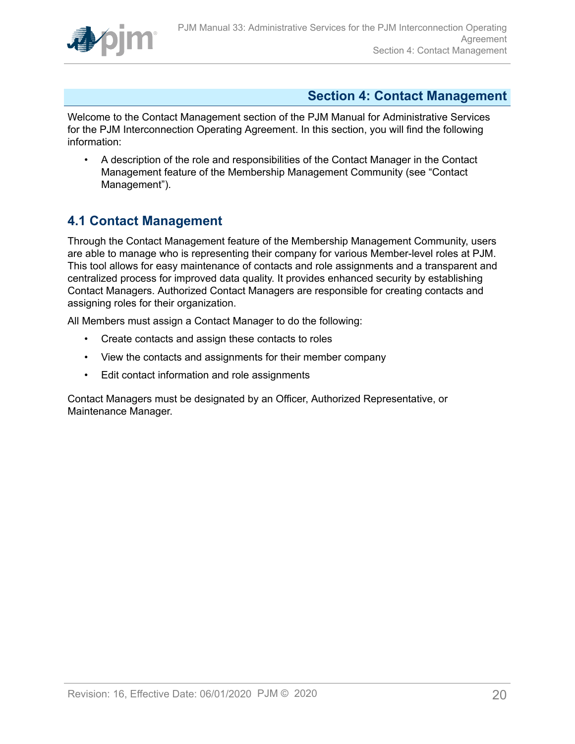# Section 4: Contact Management

Welcome to the Contact Management section of the PJM Manual for Administrative Services for the PJM Interconnection Operating Agreement. In this section, you will find the following information:

- A description of the role and responsibilities of the Contact Manager in the Contact Management feature of the Membership Management Community (see "Contact Management").

## 4.1 Contact Management

Through the Contact Management feature of the Membership Management Community, users are able to manage who is representing their company for various Member-level roles at PJM. This tool allows for easy maintenance of contacts and role assignments and a transparent and centralized process for improved data quality. It provides enhanced security by establishing Contact Managers. Authorized Contact Managers are responsible for creating contacts and assigning roles for their organization.

All Members must assign a Contact Manager to do the following:

- Create contacts and assign these contacts to roles
- View the contacts and assignments for their member company
- Edit contact information and role assignments

Contact Managers must be designated by an Officer, Authorized Representative, or Maintenance Manager.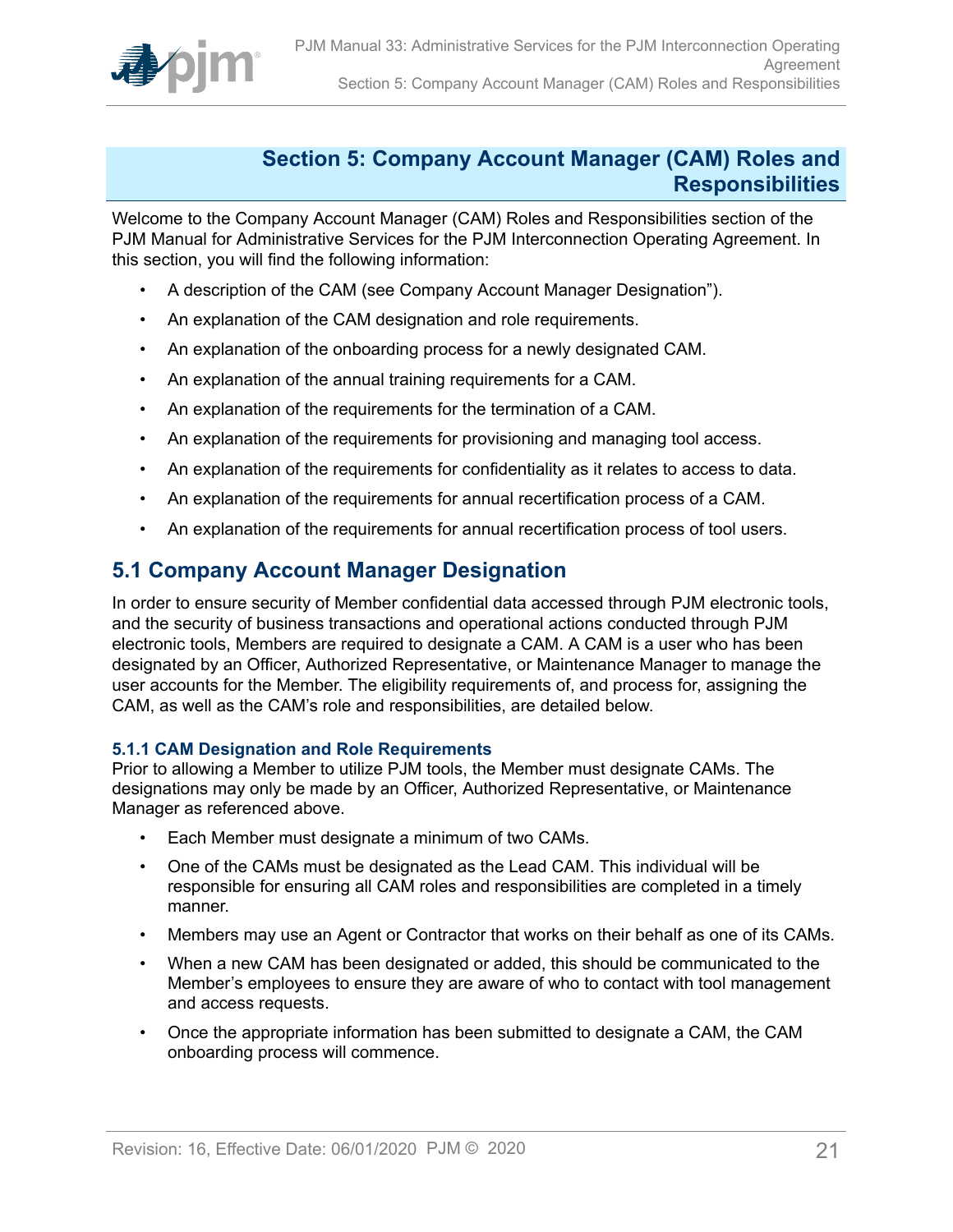# Section 5: Company Account Manager (CAM) Roles and Responsibilities

Welcome to the Company Account Manager (CAM) Roles and Responsibilities section of the PJM Manual for Administrative Services for the PJM Interconnection Operating Agreement. In this section, you will find the following information:

- A description of the CAM (see Company Account Manager Designation").
- An explanation of the CAM designation and role requirements.
- An explanation of the onboarding process for a newly designated CAM.
- An explanation of the annual training requirements for a CAM.
- An explanation of the requirements for the termination of a CAM.
- An explanation of the requirements for provisioning and managing tool access.
- An explanation of the requirements for confidentiality as it relates to access to data.
- An explanation of the requirements for annual recertification process of a CAM.
- An explanation of the requirements for annual recertification process of tool users.

## 5.1 Company Account Manager Designation

In order to ensure security of Member confidential data accessed through PJM electronic tools, and the security of business transactions and operational actions conducted through PJM electronic tools, Members are required to designate a CAM. A CAM is a user who has been designated by an Officer, Authorized Representative, or Maintenance Manager to manage the user accounts for the Member. The eligibility requirements of, and process for, assigning the CAM, as well as the CAM's role and responsibilities, are detailed below.

### 5.1.1 CAM Designation and Role Requirements

Prior to allowing a Member to utilize PJM tools, the Member must designate CAMs. The designations may only be made by an Officer, Authorized Representative, or Maintenance Manager as referenced above.

- Each Member must designate a minimum of two CAMs.
- One of the CAMs must be designated as the Lead CAM. This individual will be responsible for ensuring all CAM roles and responsibilities are completed in a timely manner.
- Members may use an Agent or Contractor that works on their behalf as one of its CAMs.
- When a new CAM has been designated or added, this should be communicated to the Member's employees to ensure they are aware of who to contact with tool management and access requests.
- Once the appropriate information has been submitted to designate a CAM, the CAM onboarding process will commence.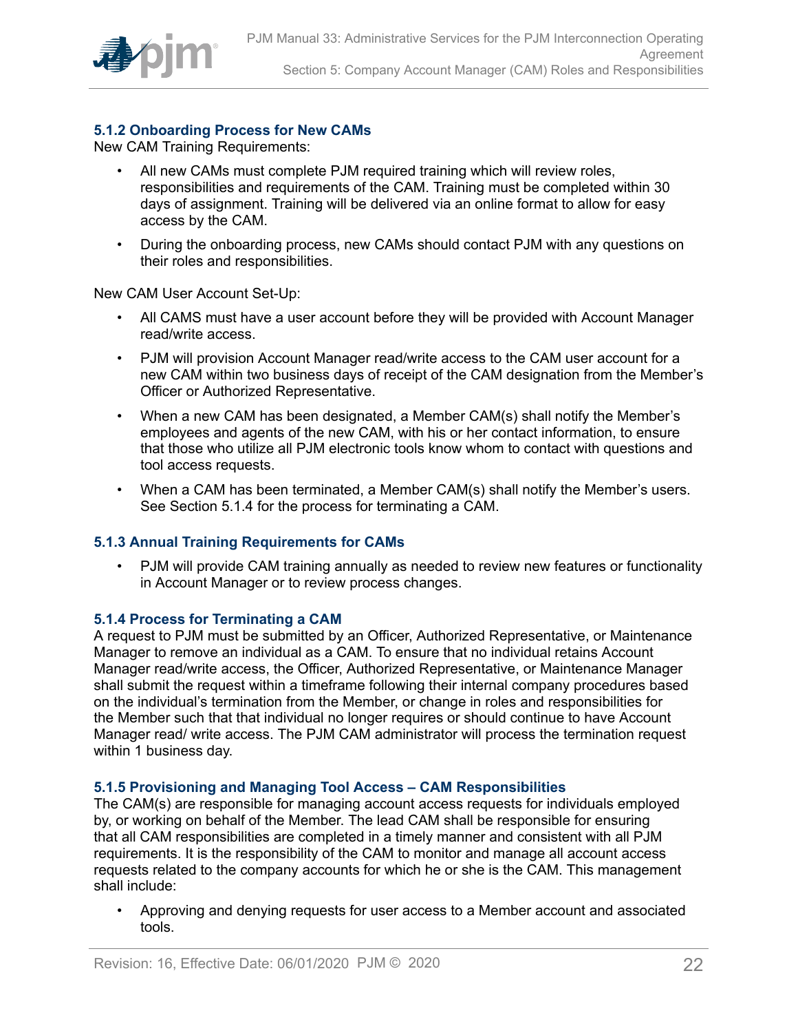### 5.1.2 Onboarding Process for New CAMs

New CAM Training Requirements:

- All new CAMs must complete PJM required training which will review roles, responsibilities and requirements of the CAM. Training must be completed within 30 days of assignment. Training will be delivered via an online format to allow for easy access by the CAM.
- During the onboarding process, new CAMs should contact PJM with any questions on their roles and responsibilities.

New CAM User Account Set-Up:

- All CAMS must have a user account before they will be provided with Account Manager read/write access.
- PJM will provision Account Manager read/write access to the CAM user account for a new CAM within two business days of receipt of the CAM designation from the Member's Officer or Authorized Representative.
- When a new CAM has been designated, a Member CAM(s) shall notify the Member's employees and agents of the new CAM, with his or her contact information, to ensure that those who utilize all PJM electronic tools know whom to contact with questions and tool access requests.
- When a CAM has been terminated, a Member CAM(s) shall notify the Member's users. See Section 5.1.4 for the process for terminating a CAM.

### 5.1.3 Annual Training Requirements for CAMs

- PJM will provide CAM training annually as needed to review new features or functionality in Account Manager or to review process changes.

### 5.1.4 Process for Terminating a CAM

A request to PJM must be submitted by an Officer, Authorized Representative, or Maintenance Manager to remove an individual as a CAM. To ensure that no individual retains Account Manager read/write access, the Officer, Authorized Representative, or Maintenance Manager shall submit the request within a timeframe following their internal company procedures based on the individual's termination from the Member, or change in roles and responsibilities for the Member such that that individual no longer requires or should continue to have Account Manager read/ write access. The PJM CAM administrator will process the termination request within 1 business day.

### 5.1.5 Provisioning and Managing Tool Access – CAM Responsibilities

The CAM(s) are responsible for managing account access requests for individuals employed by, or working on behalf of the Member. The lead CAM shall be responsible for ensuring that all CAM responsibilities are completed in a timely manner and consistent with all PJM requirements. It is the responsibility of the CAM to monitor and manage all account access requests related to the company accounts for which he or she is the CAM. This management shall include:

- Approving and denying requests for user access to a Member account and associated tools.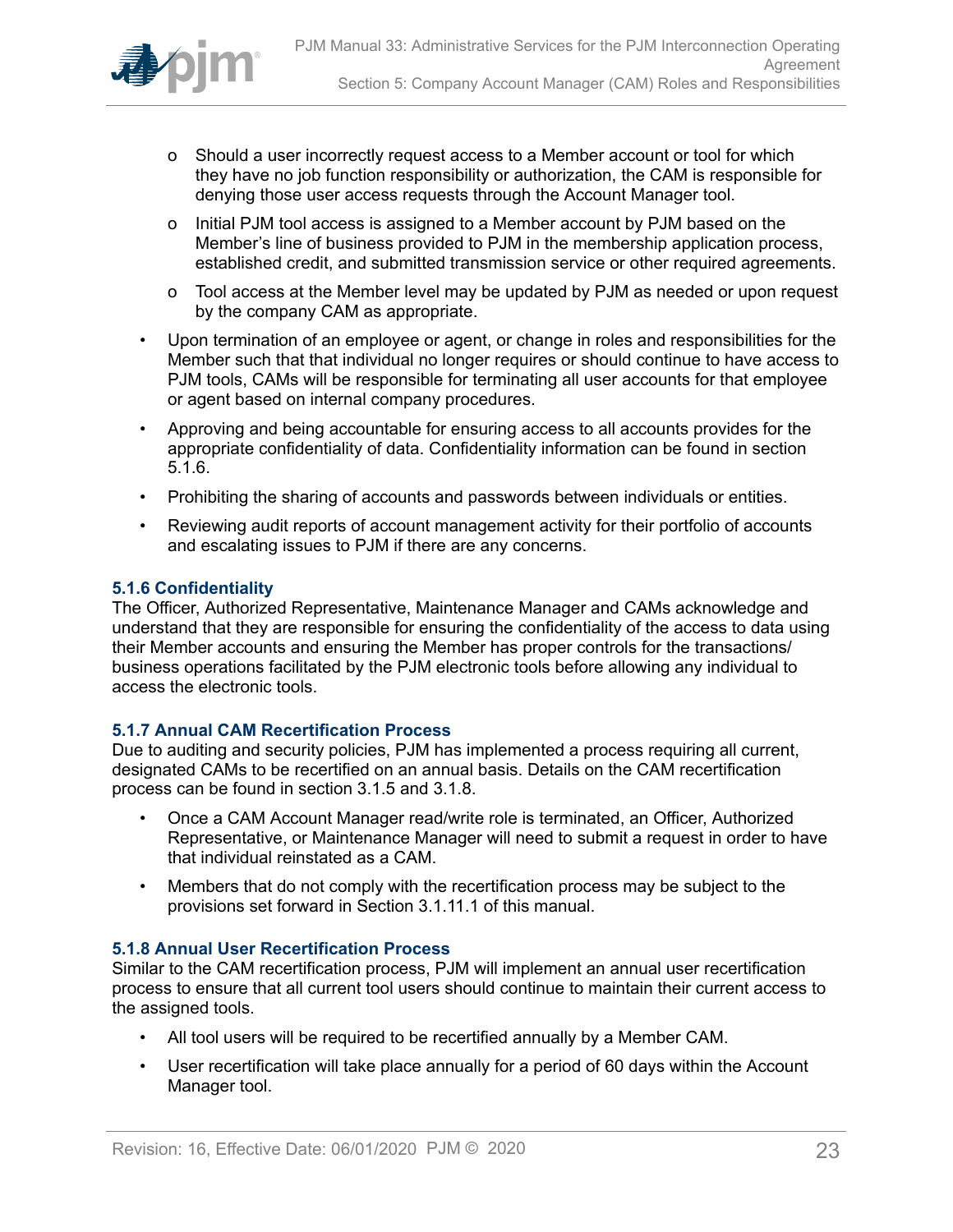- Should a user incorrectly request access to a Member account or tool for which they have no job function responsibility or authorization, the CAM is responsible for denying those user access requests through the Account Manager tool.
    - Initial PJM tool access is assigned to a Member account by PJM based on the Member's line of business provided to PJM in the membership application process, established credit, and submitted transmission service or other required agreements.
    - Tool access at the Member level may be updated by PJM as needed or upon request by the company CAM as appropriate.
- Upon termination of an employee or agent, or change in roles and responsibilities for the Member such that that individual no longer requires or should continue to have access to PJM tools, CAMs will be responsible for terminating all user accounts for that employee or agent based on internal company procedures.
- Approving and being accountable for ensuring access to all accounts provides for the appropriate confidentiality of data. Confidentiality information can be found in section 5.1.6.
- Prohibiting the sharing of accounts and passwords between individuals or entities.
- Reviewing audit reports of account management activity for their portfolio of accounts and escalating issues to PJM if there are any concerns.

### 5.1.6 Confidentiality

The Officer, Authorized Representative, Maintenance Manager and CAMs acknowledge and understand that they are responsible for ensuring the confidentiality of the access to data using their Member accounts and ensuring the Member has proper controls for the transactions/ business operations facilitated by the PJM electronic tools before allowing any individual to access the electronic tools.

### 5.1.7 Annual CAM Recertification Process

Due to auditing and security policies, PJM has implemented a process requiring all current, designated CAMs to be recertified on an annual basis. Details on the CAM recertification process can be found in section 3.1.5 and 3.1.8.

- Once a CAM Account Manager read/write role is terminated, an Officer, Authorized Representative, or Maintenance Manager will need to submit a request in order to have that individual reinstated as a CAM.
- Members that do not comply with the recertification process may be subject to the provisions set forward in Section 3.1.11.1 of this manual.

### 5.1.8 Annual User Recertification Process

Similar to the CAM recertification process, PJM will implement an annual user recertification process to ensure that all current tool users should continue to maintain their current access to the assigned tools.

- All tool users will be required to be recertified annually by a Member CAM.
- User recertification will take place annually for a period of 60 days within the Account Manager tool.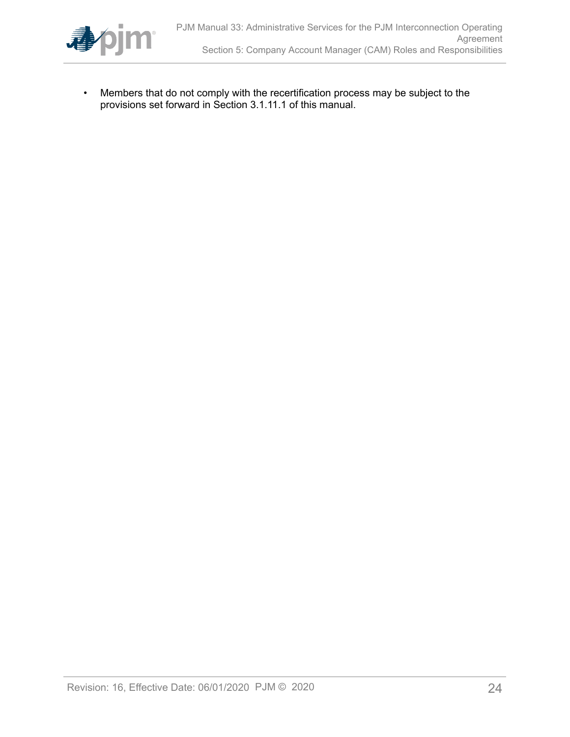- Members that do not comply with the recertification process may be subject to the provisions set forward in Section 3.1.11.1 of this manual.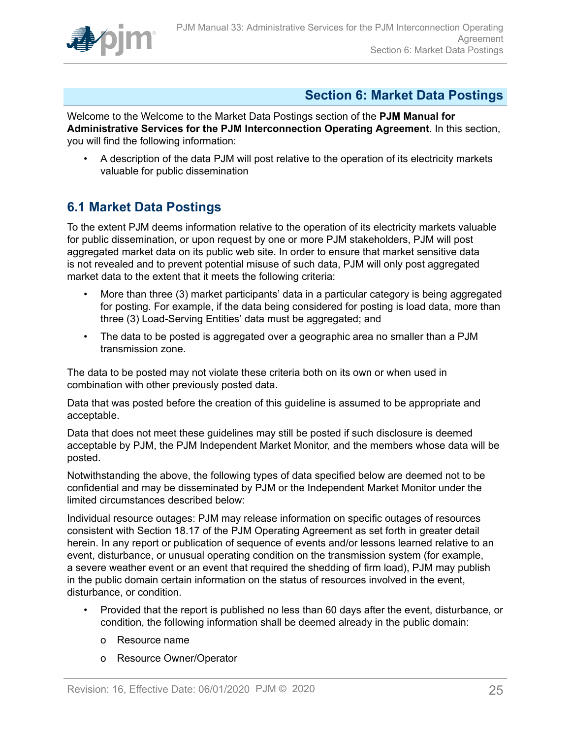# Section 6: Market Data Postings

Welcome to the Welcome to the Market Data Postings section of the **PJM Manual for Administrative Services for the PJM Interconnection Operating Agreement**. In this section, you will find the following information:

- A description of the data PJM will post relative to the operation of its electricity markets valuable for public dissemination

## 6.1 Market Data Postings

To the extent PJM deems information relative to the operation of its electricity markets valuable for public dissemination, or upon request by one or more PJM stakeholders, PJM will post aggregated market data on its public web site. In order to ensure that market sensitive data is not revealed and to prevent potential misuse of such data, PJM will only post aggregated market data to the extent that it meets the following criteria:

- More than three (3) market participants' data in a particular category is being aggregated for posting. For example, if the data being considered for posting is load data, more than three (3) Load-Serving Entities' data must be aggregated; and
- The data to be posted is aggregated over a geographic area no smaller than a PJM transmission zone.

The data to be posted may not violate these criteria both on its own or when used in combination with other previously posted data.

Data that was posted before the creation of this guideline is assumed to be appropriate and acceptable.

Data that does not meet these guidelines may still be posted if such disclosure is deemed acceptable by PJM, the PJM Independent Market Monitor, and the members whose data will be posted.

Notwithstanding the above, the following types of data specified below are deemed not to be confidential and may be disseminated by PJM or the Independent Market Monitor under the limited circumstances described below:

Individual resource outages: PJM may release information on specific outages of resources consistent with Section 18.17 of the PJM Operating Agreement as set forth in greater detail herein. In any report or publication of sequence of events and/or lessons learned relative to an event, disturbance, or unusual operating condition on the transmission system (for example, a severe weather event or an event that required the shedding of firm load), PJM may publish in the public domain certain information on the status of resources involved in the event, disturbance, or condition.

- Provided that the report is published no less than 60 days after the event, disturbance, or condition, the following information shall be deemed already in the public domain:
  - Resource name
  - Resource Owner/Operator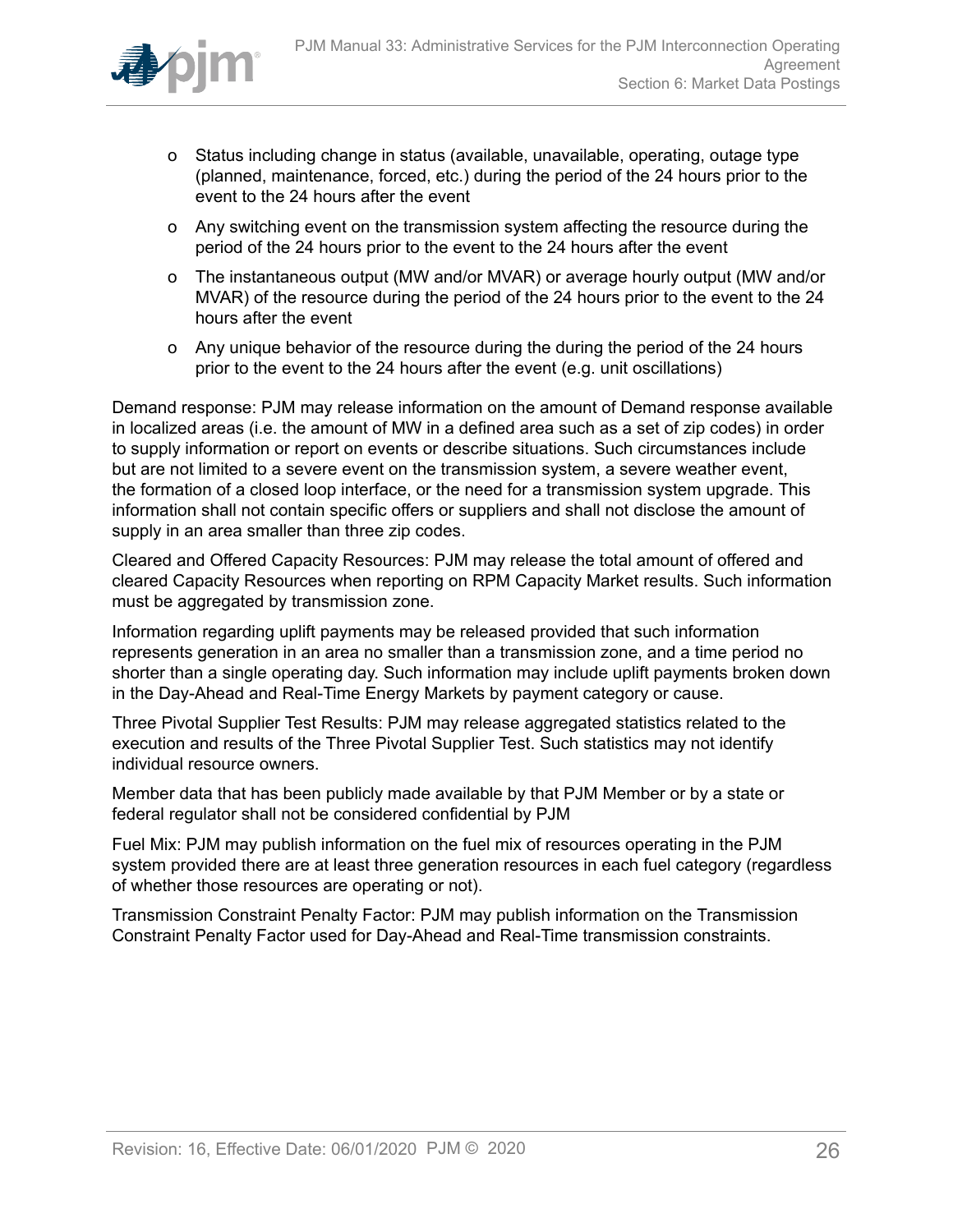- Status including change in status (available, unavailable, operating, outage type (planned, maintenance, forced, etc.) during the period of the 24 hours prior to the event to the 24 hours after the event
- Any switching event on the transmission system affecting the resource during the period of the 24 hours prior to the event to the 24 hours after the event
- The instantaneous output (MW and/or MVAR) or average hourly output (MW and/or MVAR) of the resource during the period of the 24 hours prior to the event to the 24 hours after the event
- Any unique behavior of the resource during the during the period of the 24 hours prior to the event to the 24 hours after the event (e.g. unit oscillations)

Demand response: PJM may release information on the amount of Demand response available in localized areas (i.e. the amount of MW in a defined area such as a set of zip codes) in order to supply information or report on events or describe situations. Such circumstances include but are not limited to a severe event on the transmission system, a severe weather event, the formation of a closed loop interface, or the need for a transmission system upgrade. This information shall not contain specific offers or suppliers and shall not disclose the amount of supply in an area smaller than three zip codes.

Cleared and Offered Capacity Resources: PJM may release the total amount of offered and cleared Capacity Resources when reporting on RPM Capacity Market results. Such information must be aggregated by transmission zone.

Information regarding uplift payments may be released provided that such information represents generation in an area no smaller than a transmission zone, and a time period no shorter than a single operating day. Such information may include uplift payments broken down in the Day-Ahead and Real-Time Energy Markets by payment category or cause.

Three Pivotal Supplier Test Results: PJM may release aggregated statistics related to the execution and results of the Three Pivotal Supplier Test. Such statistics may not identify individual resource owners.

Member data that has been publicly made available by that PJM Member or by a state or federal regulator shall not be considered confidential by PJM

Fuel Mix: PJM may publish information on the fuel mix of resources operating in the PJM system provided there are at least three generation resources in each fuel category (regardless of whether those resources are operating or not).

Transmission Constraint Penalty Factor: PJM may publish information on the Transmission Constraint Penalty Factor used for Day-Ahead and Real-Time transmission constraints.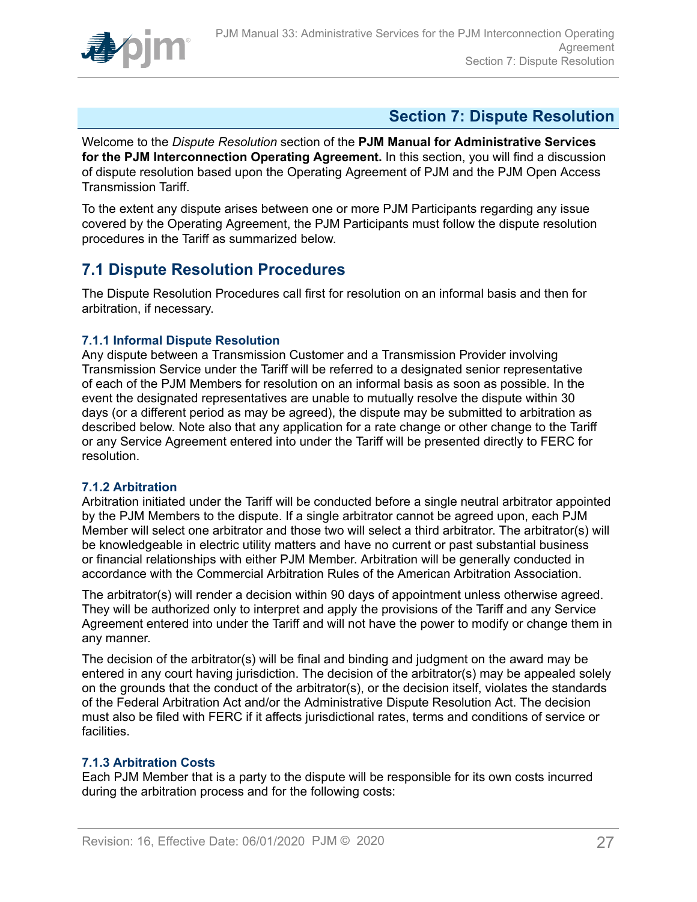## Section 7: Dispute Resolution

Welcome to the *Dispute Resolution* section of the **PJM Manual for Administrative Services for the PJM Interconnection Operating Agreement.** In this section, you will find a discussion of dispute resolution based upon the Operating Agreement of PJM and the PJM Open Access Transmission Tariff.

To the extent any dispute arises between one or more PJM Participants regarding any issue covered by the Operating Agreement, the PJM Participants must follow the dispute resolution procedures in the Tariff as summarized below.

## 7.1 Dispute Resolution Procedures

The Dispute Resolution Procedures call first for resolution on an informal basis and then for arbitration, if necessary.

### 7.1.1 Informal Dispute Resolution

Any dispute between a Transmission Customer and a Transmission Provider involving Transmission Service under the Tariff will be referred to a designated senior representative of each of the PJM Members for resolution on an informal basis as soon as possible. In the event the designated representatives are unable to mutually resolve the dispute within 30 days (or a different period as may be agreed), the dispute may be submitted to arbitration as described below. Note also that any application for a rate change or other change to the Tariff or any Service Agreement entered into under the Tariff will be presented directly to FERC for resolution.

### 7.1.2 Arbitration

Arbitration initiated under the Tariff will be conducted before a single neutral arbitrator appointed by the PJM Members to the dispute. If a single arbitrator cannot be agreed upon, each PJM Member will select one arbitrator and those two will select a third arbitrator. The arbitrator(s) will be knowledgeable in electric utility matters and have no current or past substantial business or financial relationships with either PJM Member. Arbitration will be generally conducted in accordance with the Commercial Arbitration Rules of the American Arbitration Association.

The arbitrator(s) will render a decision within 90 days of appointment unless otherwise agreed. They will be authorized only to interpret and apply the provisions of the Tariff and any Service Agreement entered into under the Tariff and will not have the power to modify or change them in any manner.

The decision of the arbitrator(s) will be final and binding and judgment on the award may be entered in any court having jurisdiction. The decision of the arbitrator(s) may be appealed solely on the grounds that the conduct of the arbitrator(s), or the decision itself, violates the standards of the Federal Arbitration Act and/or the Administrative Dispute Resolution Act. The decision must also be filed with FERC if it affects jurisdictional rates, terms and conditions of service or facilities.

### 7.1.3 Arbitration Costs

Each PJM Member that is a party to the dispute will be responsible for its own costs incurred during the arbitration process and for the following costs: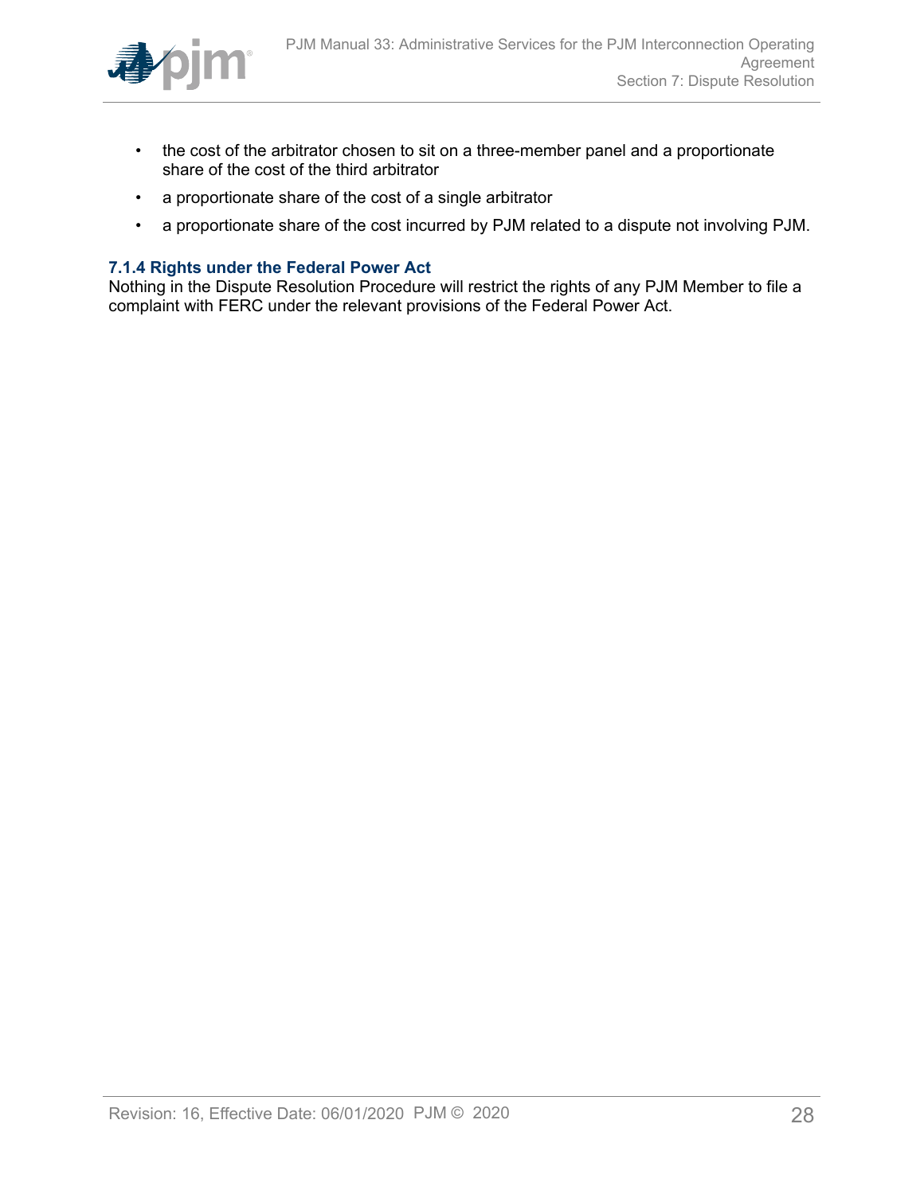- the cost of the arbitrator chosen to sit on a three-member panel and a proportionate share of the cost of the third arbitrator
- a proportionate share of the cost of a single arbitrator
- a proportionate share of the cost incurred by PJM related to a dispute not involving PJM.

### 7.1.4 Rights under the Federal Power Act

Nothing in the Dispute Resolution Procedure will restrict the rights of any PJM Member to file a complaint with FERC under the relevant provisions of the Federal Power Act.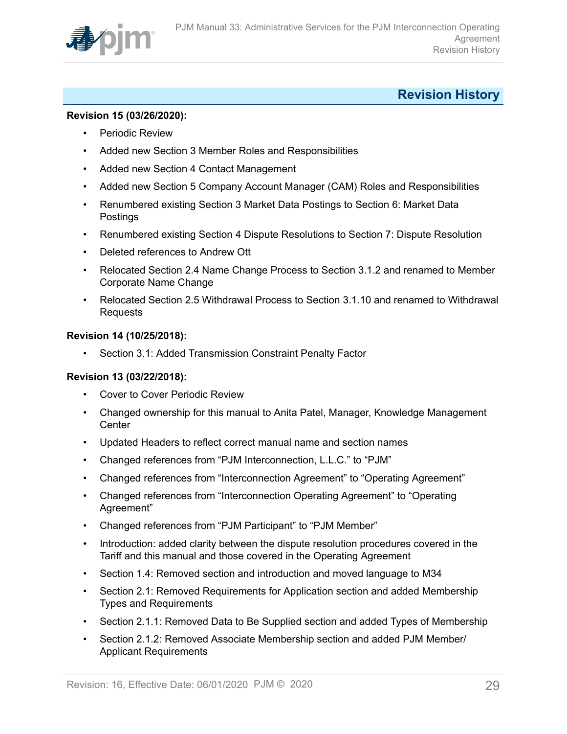## Revision History

**Revision 15 (03/26/2020):**

- Periodic Review
- Added new Section 3 Member Roles and Responsibilities
- Added new Section 4 Contact Management
- Added new Section 5 Company Account Manager (CAM) Roles and Responsibilities
- Renumbered existing Section 3 Market Data Postings to Section 6: Market Data Postings
- Renumbered existing Section 4 Dispute Resolutions to Section 7: Dispute Resolution
- Deleted references to Andrew Ott
- Relocated Section 2.4 Name Change Process to Section 3.1.2 and renamed to Member Corporate Name Change
- Relocated Section 2.5 Withdrawal Process to Section 3.1.10 and renamed to Withdrawal Requests

**Revision 14 (10/25/2018):**

- Section 3.1: Added Transmission Constraint Penalty Factor

**Revision 13 (03/22/2018):**

- Cover to Cover Periodic Review
- Changed ownership for this manual to Anita Patel, Manager, Knowledge Management Center
- Updated Headers to reflect correct manual name and section names
- Changed references from "PJM Interconnection, L.L.C." to "PJM"
- Changed references from "Interconnection Agreement" to "Operating Agreement"
- Changed references from "Interconnection Operating Agreement" to "Operating Agreement"
- Changed references from "PJM Participant" to "PJM Member"
- Introduction: added clarity between the dispute resolution procedures covered in the Tariff and this manual and those covered in the Operating Agreement
- Section 1.4: Removed section and introduction and moved language to M34
- Section 2.1: Removed Requirements for Application section and added Membership Types and Requirements
- Section 2.1.1: Removed Data to Be Supplied section and added Types of Membership
- Section 2.1.2: Removed Associate Membership section and added PJM Member/ Applicant Requirements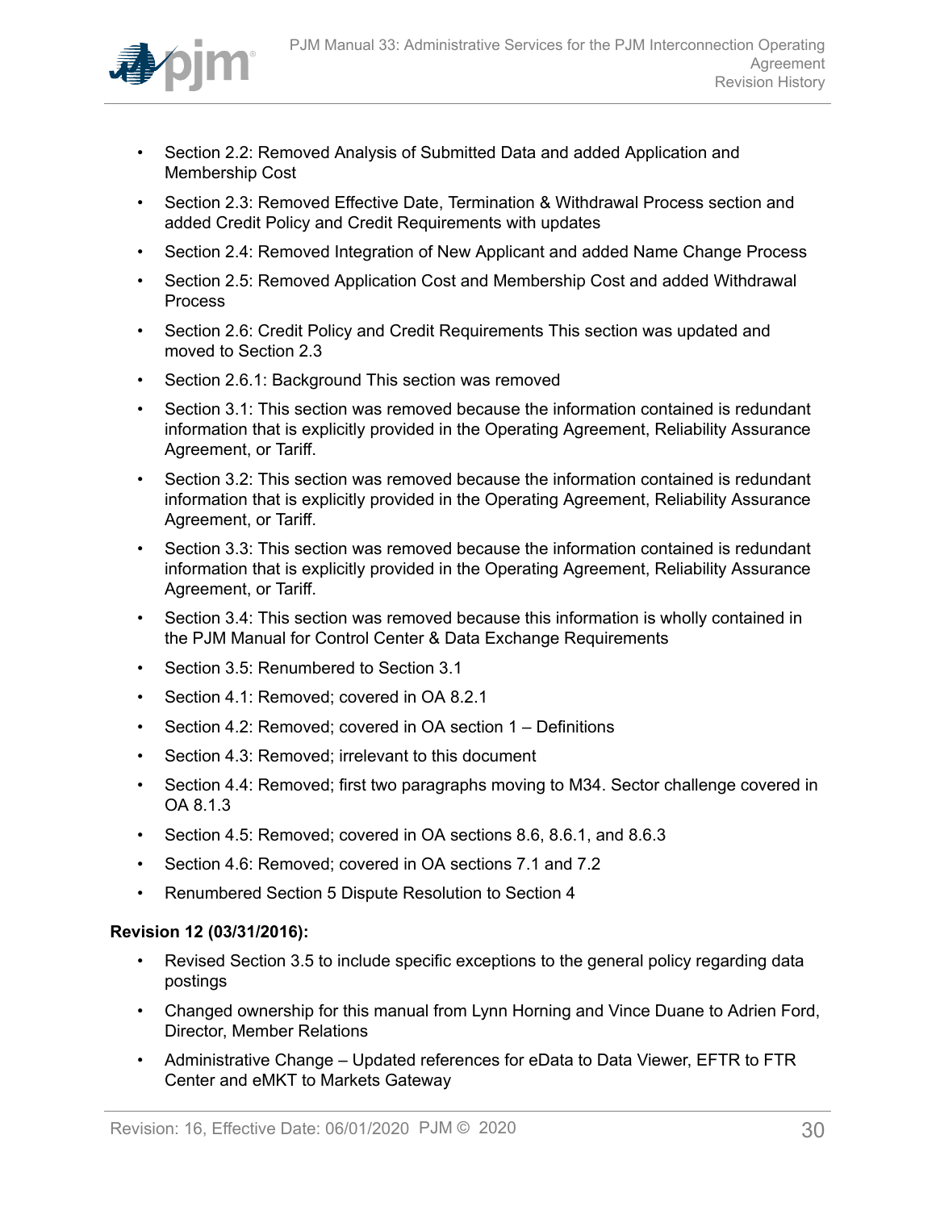- Section 2.2: Removed Analysis of Submitted Data and added Application and Membership Cost
- Section 2.3: Removed Effective Date, Termination & Withdrawal Process section and added Credit Policy and Credit Requirements with updates
- Section 2.4: Removed Integration of New Applicant and added Name Change Process
- Section 2.5: Removed Application Cost and Membership Cost and added Withdrawal Process
- Section 2.6: Credit Policy and Credit Requirements This section was updated and moved to Section 2.3
- Section 2.6.1: Background This section was removed
- Section 3.1: This section was removed because the information contained is redundant information that is explicitly provided in the Operating Agreement, Reliability Assurance Agreement, or Tariff.
- Section 3.2: This section was removed because the information contained is redundant information that is explicitly provided in the Operating Agreement, Reliability Assurance Agreement, or Tariff.
- Section 3.3: This section was removed because the information contained is redundant information that is explicitly provided in the Operating Agreement, Reliability Assurance Agreement, or Tariff.
- Section 3.4: This section was removed because this information is wholly contained in the PJM Manual for Control Center & Data Exchange Requirements
- Section 3.5: Renumbered to Section 3.1
- Section 4.1: Removed; covered in OA 8.2.1
- Section 4.2: Removed; covered in OA section 1 – Definitions
- Section 4.3: Removed; irrelevant to this document
- Section 4.4: Removed; first two paragraphs moving to M34. Sector challenge covered in OA 8.1.3
- Section 4.5: Removed; covered in OA sections 8.6, 8.6.1, and 8.6.3
- Section 4.6: Removed; covered in OA sections 7.1 and 7.2
- Renumbered Section 5 Dispute Resolution to Section 4

**Revision 12 (03/31/2016):**

- Revised Section 3.5 to include specific exceptions to the general policy regarding data postings
- Changed ownership for this manual from Lynn Horning and Vince Duane to Adrien Ford, Director, Member Relations
- Administrative Change – Updated references for eData to Data Viewer, EFTR to FTR Center and eMKT to Markets Gateway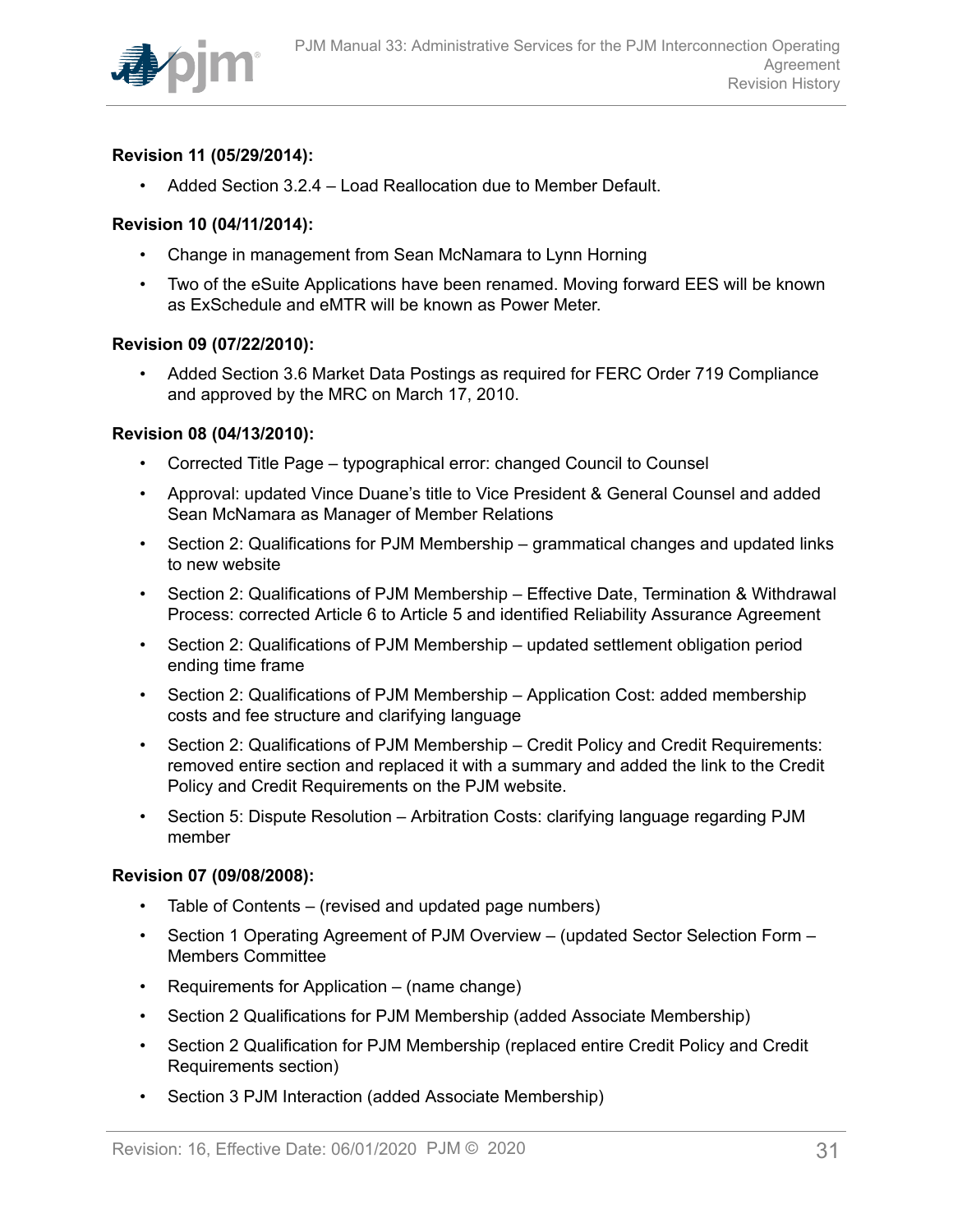**Revision 11 (05/29/2014):**

- Added Section 3.2.4 – Load Reallocation due to Member Default.

**Revision 10 (04/11/2014):**

- Change in management from Sean McNamara to Lynn Horning
- Two of the eSuite Applications have been renamed. Moving forward EES will be known as ExSchedule and eMTR will be known as Power Meter.

**Revision 09 (07/22/2010):**

- Added Section 3.6 Market Data Postings as required for FERC Order 719 Compliance and approved by the MRC on March 17, 2010.

**Revision 08 (04/13/2010):**

- Corrected Title Page – typographical error: changed Council to Counsel
- Approval: updated Vince Duane's title to Vice President & General Counsel and added Sean McNamara as Manager of Member Relations
- Section 2: Qualifications for PJM Membership – grammatical changes and updated links to new website
- Section 2: Qualifications of PJM Membership – Effective Date, Termination & Withdrawal Process: corrected Article 6 to Article 5 and identified Reliability Assurance Agreement
- Section 2: Qualifications of PJM Membership – updated settlement obligation period ending time frame
- Section 2: Qualifications of PJM Membership – Application Cost: added membership costs and fee structure and clarifying language
- Section 2: Qualifications of PJM Membership – Credit Policy and Credit Requirements: removed entire section and replaced it with a summary and added the link to the Credit Policy and Credit Requirements on the PJM website.
- Section 5: Dispute Resolution – Arbitration Costs: clarifying language regarding PJM member

**Revision 07 (09/08/2008):**

- Table of Contents – (revised and updated page numbers)
- Section 1 Operating Agreement of PJM Overview – (updated Sector Selection Form – Members Committee
- Requirements for Application – (name change)
- Section 2 Qualifications for PJM Membership (added Associate Membership)
- Section 2 Qualification for PJM Membership (replaced entire Credit Policy and Credit Requirements section)
- Section 3 PJM Interaction (added Associate Membership)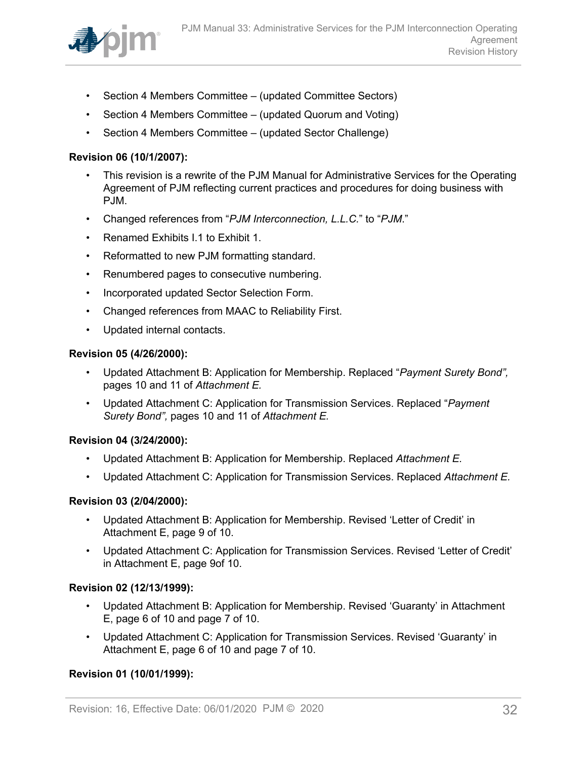- Section 4 Members Committee – (updated Committee Sectors)
- Section 4 Members Committee – (updated Quorum and Voting)
- Section 4 Members Committee – (updated Sector Challenge)

**Revision 06 (10/1/2007):**

- This revision is a rewrite of the PJM Manual for Administrative Services for the Operating Agreement of PJM reflecting current practices and procedures for doing business with PJM.
- Changed references from "*PJM Interconnection, L.L.C.*" to "*PJM*."
- Renamed Exhibits I.1 to Exhibit 1.
- Reformatted to new PJM formatting standard.
- Renumbered pages to consecutive numbering.
- Incorporated updated Sector Selection Form.
- Changed references from MAAC to Reliability First.
- Updated internal contacts.

**Revision 05 (4/26/2000):**

- Updated Attachment B: Application for Membership. Replaced "*Payment Surety Bond",* pages 10 and 11 of *Attachment E.*
- Updated Attachment C: Application for Transmission Services. Replaced "*Payment Surety Bond",* pages 10 and 11 of *Attachment E.*

**Revision 04 (3/24/2000):**

- Updated Attachment B: Application for Membership. Replaced *Attachment E.*
- Updated Attachment C: Application for Transmission Services. Replaced *Attachment E.*

**Revision 03 (2/04/2000):**

- Updated Attachment B: Application for Membership. Revised 'Letter of Credit' in Attachment E, page 9 of 10.
- Updated Attachment C: Application for Transmission Services. Revised 'Letter of Credit' in Attachment E, page 9of 10.

**Revision 02 (12/13/1999):**

- Updated Attachment B: Application for Membership. Revised 'Guaranty' in Attachment E, page 6 of 10 and page 7 of 10.
- Updated Attachment C: Application for Transmission Services. Revised 'Guaranty' in Attachment E, page 6 of 10 and page 7 of 10.

**Revision 01 (10/01/1999):**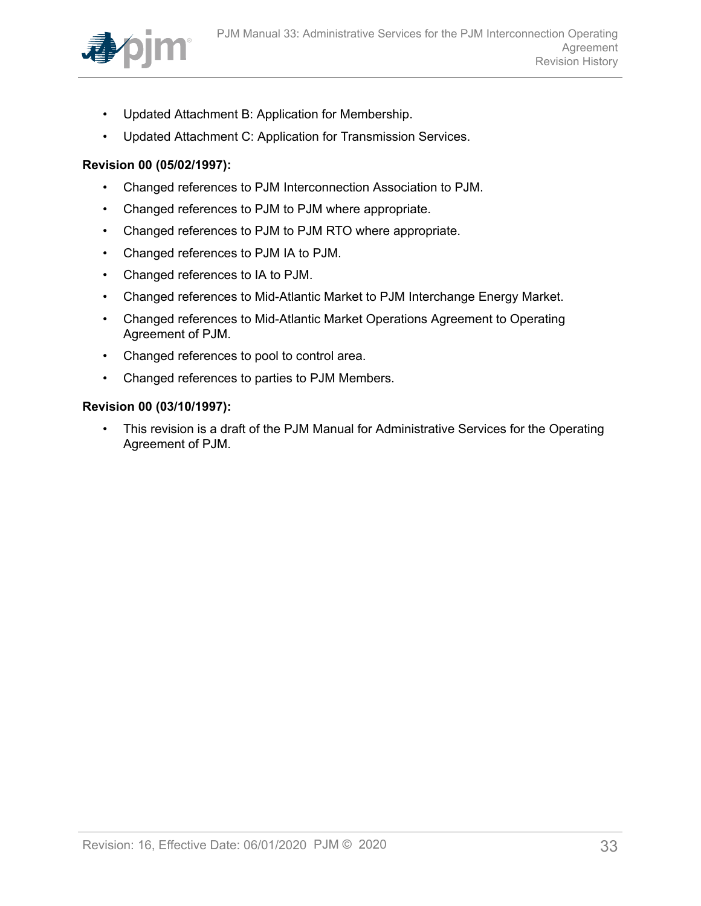- Updated Attachment B: Application for Membership.
- Updated Attachment C: Application for Transmission Services.

**Revision 00 (05/02/1997):**

- Changed references to PJM Interconnection Association to PJM.
- Changed references to PJM to PJM where appropriate.
- Changed references to PJM to PJM RTO where appropriate.
- Changed references to PJM IA to PJM.
- Changed references to IA to PJM.
- Changed references to Mid-Atlantic Market to PJM Interchange Energy Market.
- Changed references to Mid-Atlantic Market Operations Agreement to Operating Agreement of PJM.
- Changed references to pool to control area.
- Changed references to parties to PJM Members.

**Revision 00 (03/10/1997):**

- This revision is a draft of the PJM Manual for Administrative Services for the Operating Agreement of PJM.